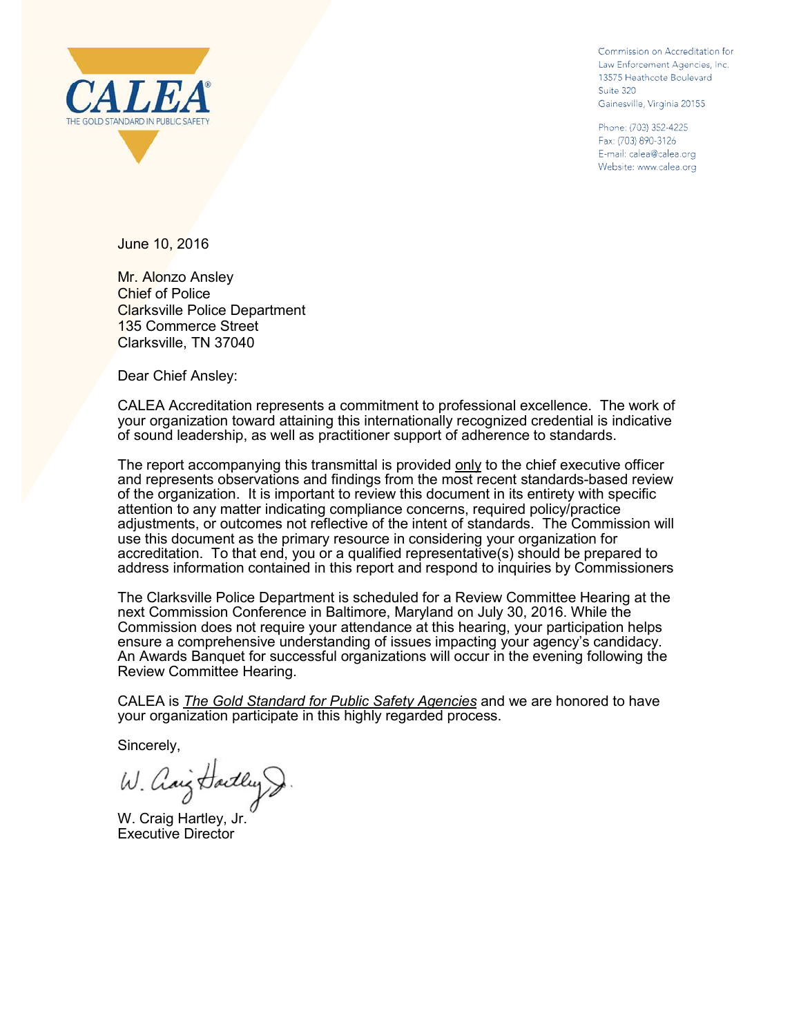**CALEA**®
THE GOLD STANDARD IN PUBLIC SAFETY

Commission on Accreditation for
Law Enforcement Agencies, Inc.
13575 Heathcote Boulevard
Suite 320
Gainesville, Virginia 20155

Phone: (703) 352-4225
Fax: (703) 890-3126
E-mail: calea@calea.org
Website: www.calea.org

June 10, 2016

Mr. Alonzo Ansley
Chief of Police
Clarksville Police Department
135 Commerce Street
Clarksville, TN 37040

Dear Chief Ansley:

CALEA Accreditation represents a commitment to professional excellence. The work of your organization toward attaining this internationally recognized credential is indicative of sound leadership, as well as practitioner support of adherence to standards.

The report accompanying this transmittal is provided <u>only</u> to the chief executive officer and represents observations and findings from the most recent standards-based review of the organization. It is important to review this document in its entirety with specific attention to any matter indicating compliance concerns, required policy/practice adjustments, or outcomes not reflective of the intent of standards. The Commission will use this document as the primary resource in considering your organization for accreditation. To that end, you or a qualified representative(s) should be prepared to address information contained in this report and respond to inquiries by Commissioners

The Clarksville Police Department is scheduled for a Review Committee Hearing at the next Commission Conference in Baltimore, Maryland on July 30, 2016. While the Commission does not require your attendance at this hearing, your participation helps ensure a comprehensive understanding of issues impacting your agency's candidacy. An Awards Banquet for successful organizations will occur in the evening following the Review Committee Hearing.

CALEA is ***<u>The Gold Standard for Public Safety Agencies</u>*** and we are honored to have your organization participate in this highly regarded process.

Sincerely,

W. Craig Hartley, Jr.
Executive Director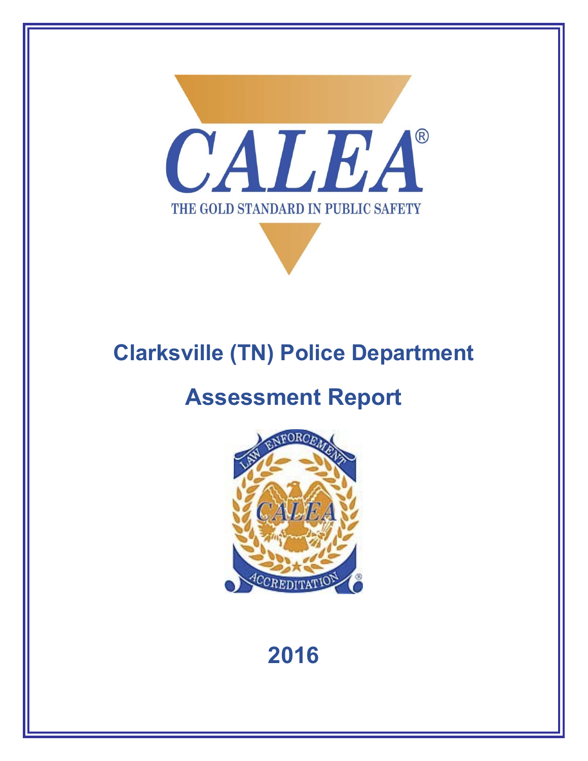# CALEA®

THE GOLD STANDARD IN PUBLIC SAFETY

# Clarksville (TN) Police Department

# Assessment Report

# 2016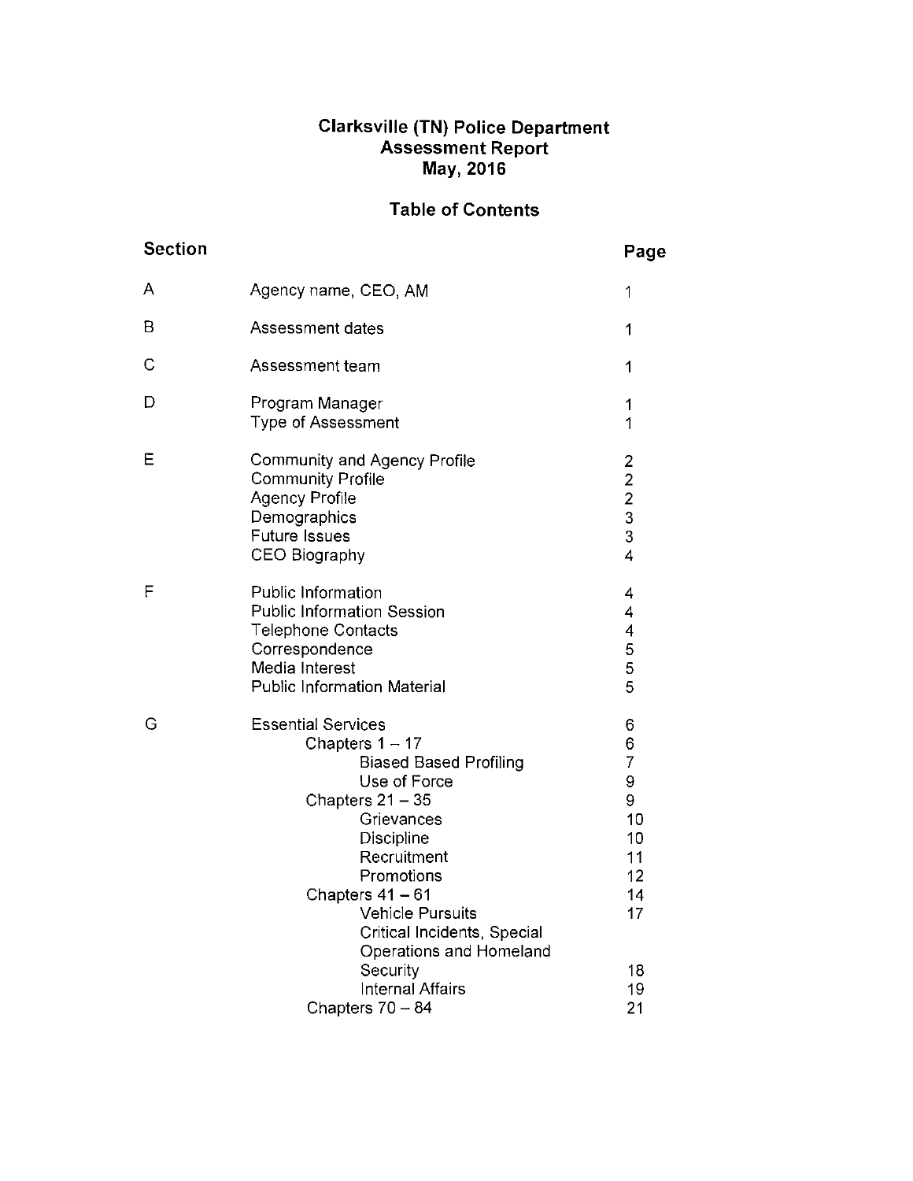# Clarksville (TN) Police Department
## Assessment Report
## May, 2016

## Table of Contents

| Section | | Page |
|---|---|---|
| A | Agency name, CEO, AM | 1 |
| B | Assessment dates | 1 |
| C | Assessment team | 1 |
| D | Program Manager | 1 |
| | Type of Assessment | 1 |
| E | Community and Agency Profile | 2 |
| | Community Profile | 2 |
| | Agency Profile | 2 |
| | Demographics | 3 |
| | Future Issues | 3 |
| | CEO Biography | 4 |
| F | Public Information | 4 |
| | Public Information Session | 4 |
| | Telephone Contacts | 4 |
| | Correspondence | 5 |
| | Media Interest | 5 |
| | Public Information Material | 5 |
| G | Essential Services | 6 |
| | Chapters 1 – 17 | 6 |
| | Biased Based Profiling | 7 |
| | Use of Force | 9 |
| | Chapters 21 – 35 | 9 |
| | Grievances | 10 |
| | Discipline | 10 |
| | Recruitment | 11 |
| | Promotions | 12 |
| | Chapters 41 – 61 | 14 |
| | Vehicle Pursuits | 17 |
| | Critical Incidents, Special Operations and Homeland Security | 18 |
| | Internal Affairs | 19 |
| | Chapters 70 – 84 | 21 |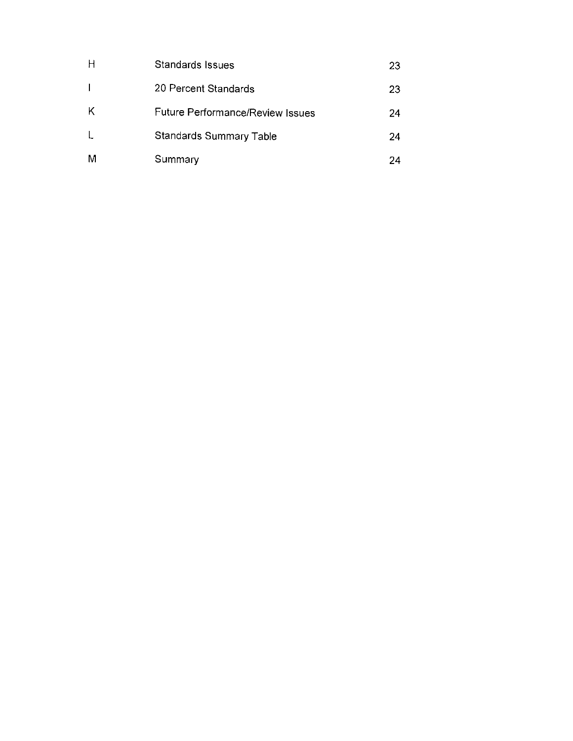| | | |
|---|---|---|
| H | Standards Issues | 23 |
| I | 20 Percent Standards | 23 |
| K | Future Performance/Review Issues | 24 |
| L | Standards Summary Table | 24 |
| M | Summary | 24 |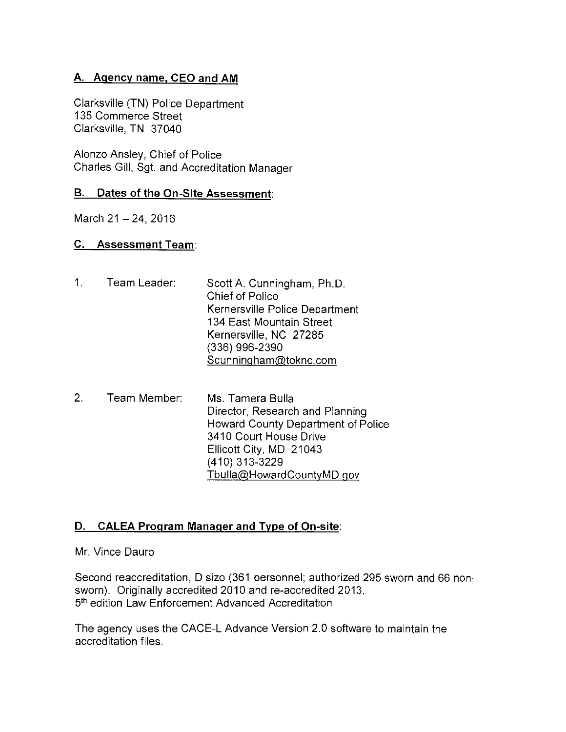## A. Agency name, CEO and AM

Clarksville (TN) Police Department
135 Commerce Street
Clarksville, TN 37040

Alonzo Ansley, Chief of Police
Charles Gill, Sgt. and Accreditation Manager

## B. Dates of the On-Site Assessment:

March 21 – 24, 2016

## C. Assessment Team:

1. Team Leader: Scott A. Cunningham, Ph.D.
   Chief of Police
   Kernersville Police Department
   134 East Mountain Street
   Kernersville, NC 27285
   (336) 996-2390
   Scunningham@toknc.com

2. Team Member: Ms. Tamera Bulla
   Director, Research and Planning
   Howard County Department of Police
   3410 Court House Drive
   Ellicott City, MD 21043
   (410) 313-3229
   Tbulla@HowardCountyMD.gov

## D. CALEA Program Manager and Type of On-site:

Mr. Vince Dauro

Second reaccreditation, D size (361 personnel; authorized 295 sworn and 66 non-sworn). Originally accredited 2010 and re-accredited 2013.
5th edition Law Enforcement Advanced Accreditation

The agency uses the CACE-L Advance Version 2.0 software to maintain the accreditation files.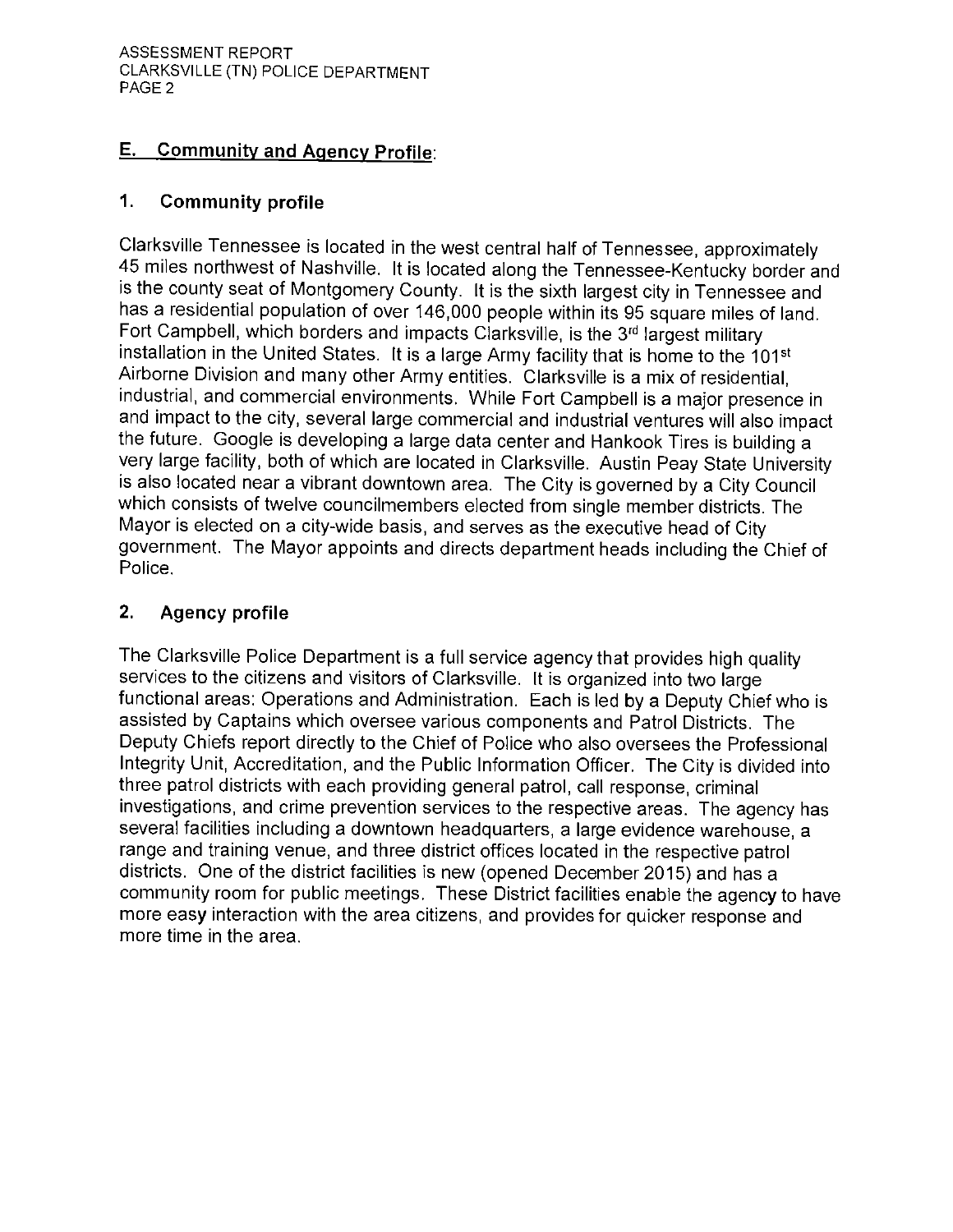## E. Community and Agency Profile:

### 1. Community profile

Clarksville Tennessee is located in the west central half of Tennessee, approximately 45 miles northwest of Nashville. It is located along the Tennessee-Kentucky border and is the county seat of Montgomery County. It is the sixth largest city in Tennessee and has a residential population of over 146,000 people within its 95 square miles of land. Fort Campbell, which borders and impacts Clarksville, is the 3rd largest military installation in the United States. It is a large Army facility that is home to the 101st Airborne Division and many other Army entities. Clarksville is a mix of residential, industrial, and commercial environments. While Fort Campbell is a major presence in and impact to the city, several large commercial and industrial ventures will also impact the future. Google is developing a large data center and Hankook Tires is building a very large facility, both of which are located in Clarksville. Austin Peay State University is also located near a vibrant downtown area. The City is governed by a City Council which consists of twelve councilmembers elected from single member districts. The Mayor is elected on a city-wide basis, and serves as the executive head of City government. The Mayor appoints and directs department heads including the Chief of Police.

### 2. Agency profile

The Clarksville Police Department is a full service agency that provides high quality services to the citizens and visitors of Clarksville. It is organized into two large functional areas: Operations and Administration. Each is led by a Deputy Chief who is assisted by Captains which oversee various components and Patrol Districts. The Deputy Chiefs report directly to the Chief of Police who also oversees the Professional Integrity Unit, Accreditation, and the Public Information Officer. The City is divided into three patrol districts with each providing general patrol, call response, criminal investigations, and crime prevention services to the respective areas. The agency has several facilities including a downtown headquarters, a large evidence warehouse, a range and training venue, and three district offices located in the respective patrol districts. One of the district facilities is new (opened December 2015) and has a community room for public meetings. These District facilities enable the agency to have more easy interaction with the area citizens, and provides for quicker response and more time in the area.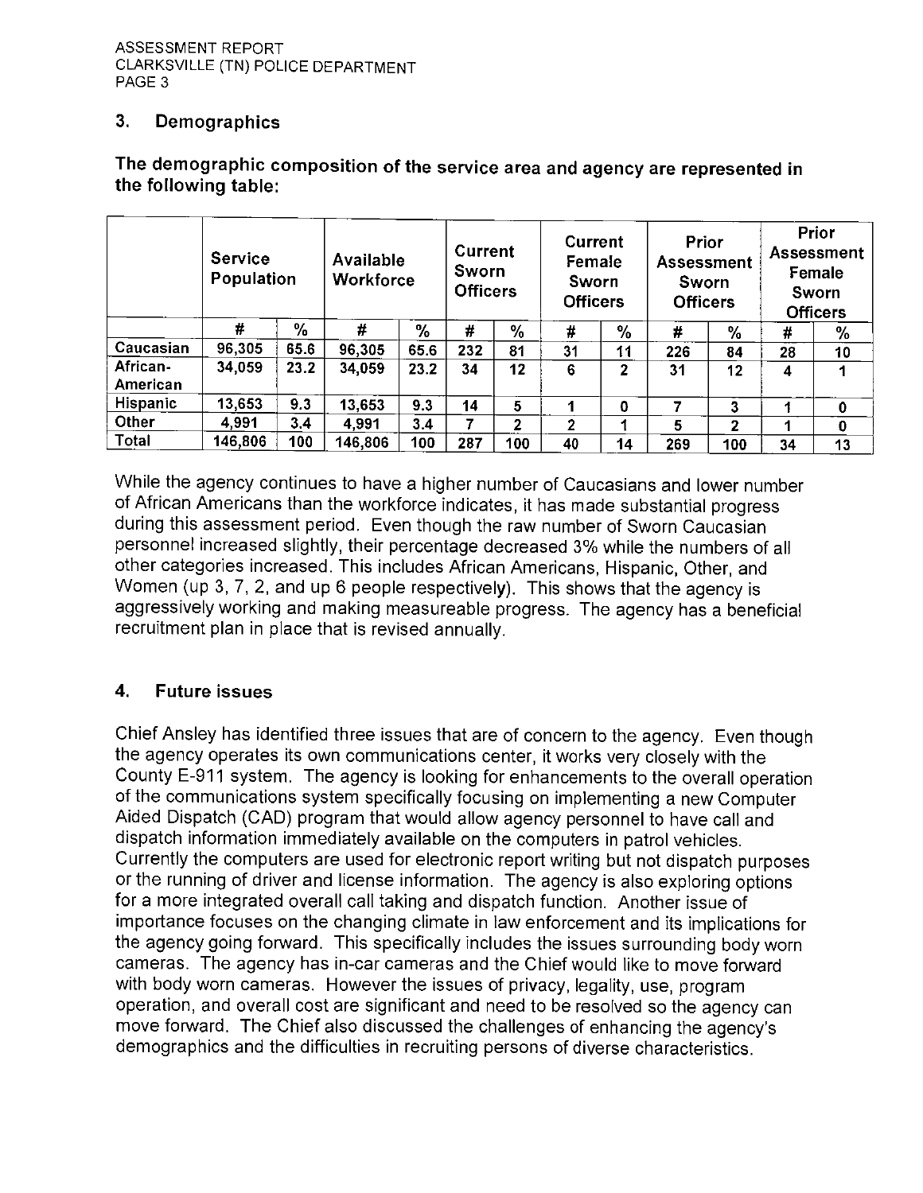## 3. Demographics

**The demographic composition of the service area and agency are represented in the following table:**

| | Service Population | | Available Workforce | | Current Sworn Officers | | Current Female Sworn Officers | | Prior Assessment Sworn Officers | | Prior Assessment Female Sworn Officers | |
|---|---|---|---|---|---|---|---|---|---|---|---|---|
| | # | % | # | % | # | % | # | % | # | % | # | % |
| Caucasian | 96,305 | 65.6 | 96,305 | 65.6 | 232 | 81 | 31 | 11 | 226 | 84 | 28 | 10 |
| African-American | 34,059 | 23.2 | 34,059 | 23.2 | 34 | 12 | 6 | 2 | 31 | 12 | 4 | 1 |
| Hispanic | 13,653 | 9.3 | 13,653 | 9.3 | 14 | 5 | 1 | 0 | 7 | 3 | 1 | 0 |
| Other | 4,991 | 3.4 | 4,991 | 3.4 | 7 | 2 | 2 | 1 | 5 | 2 | 1 | 0 |
| Total | 146,806 | 100 | 146,806 | 100 | 287 | 100 | 40 | 14 | 269 | 100 | 34 | 13 |

While the agency continues to have a higher number of Caucasians and lower number of African Americans than the workforce indicates, it has made substantial progress during this assessment period. Even though the raw number of Sworn Caucasian personnel increased slightly, their percentage decreased 3% while the numbers of all other categories increased. This includes African Americans, Hispanic, Other, and Women (up 3, 7, 2, and up 6 people respectively). This shows that the agency is aggressively working and making measureable progress. The agency has a beneficial recruitment plan in place that is revised annually.

## 4. Future issues

Chief Ansley has identified three issues that are of concern to the agency. Even though the agency operates its own communications center, it works very closely with the County E-911 system. The agency is looking for enhancements to the overall operation of the communications system specifically focusing on implementing a new Computer Aided Dispatch (CAD) program that would allow agency personnel to have call and dispatch information immediately available on the computers in patrol vehicles. Currently the computers are used for electronic report writing but not dispatch purposes or the running of driver and license information. The agency is also exploring options for a more integrated overall call taking and dispatch function. Another issue of importance focuses on the changing climate in law enforcement and its implications for the agency going forward. This specifically includes the issues surrounding body worn cameras. The agency has in-car cameras and the Chief would like to move forward with body worn cameras. However the issues of privacy, legality, use, program operation, and overall cost are significant and need to be resolved so the agency can move forward. The Chief also discussed the challenges of enhancing the agency's demographics and the difficulties in recruiting persons of diverse characteristics.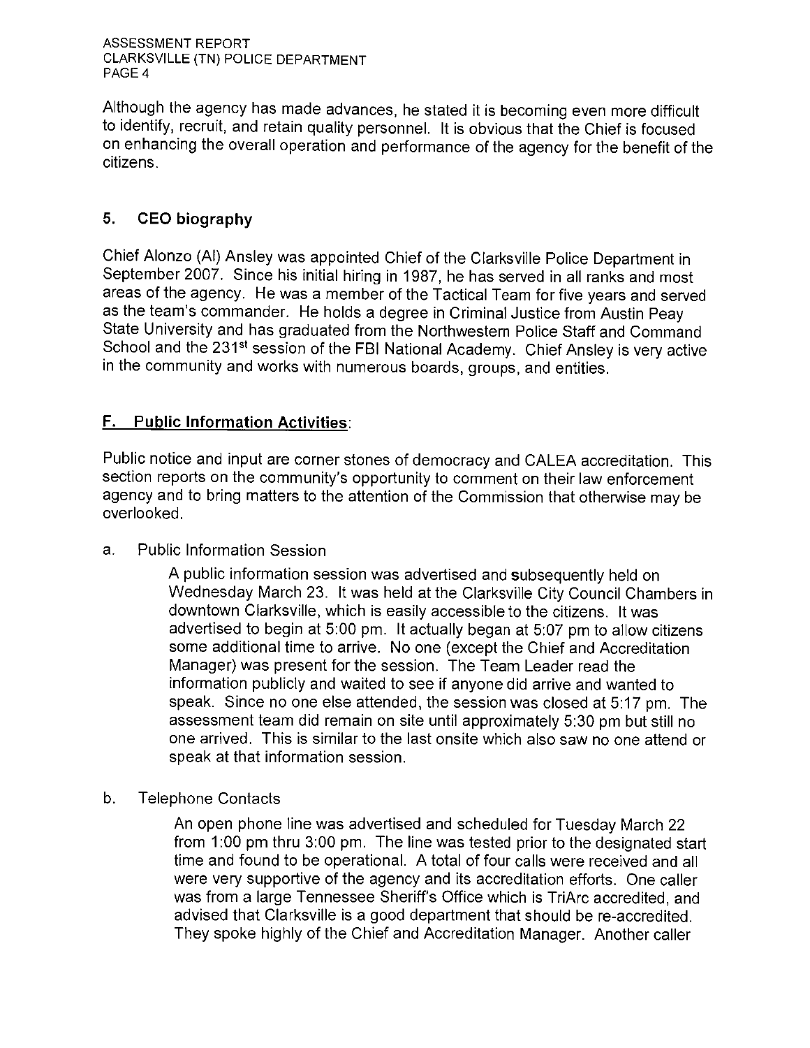Although the agency has made advances, he stated it is becoming even more difficult to identify, recruit, and retain quality personnel. It is obvious that the Chief is focused on enhancing the overall operation and performance of the agency for the benefit of the citizens.

## 5. CEO biography

Chief Alonzo (Al) Ansley was appointed Chief of the Clarksville Police Department in September 2007. Since his initial hiring in 1987, he has served in all ranks and most areas of the agency. He was a member of the Tactical Team for five years and served as the team's commander. He holds a degree in Criminal Justice from Austin Peay State University and has graduated from the Northwestern Police Staff and Command School and the 231st session of the FBI National Academy. Chief Ansley is very active in the community and works with numerous boards, groups, and entities.

## F. Public Information Activities:

Public notice and input are corner stones of democracy and CALEA accreditation. This section reports on the community's opportunity to comment on their law enforcement agency and to bring matters to the attention of the Commission that otherwise may be overlooked.

a. Public Information Session

A public information session was advertised and subsequently held on Wednesday March 23. It was held at the Clarksville City Council Chambers in downtown Clarksville, which is easily accessible to the citizens. It was advertised to begin at 5:00 pm. It actually began at 5:07 pm to allow citizens some additional time to arrive. No one (except the Chief and Accreditation Manager) was present for the session. The Team Leader read the information publicly and waited to see if anyone did arrive and wanted to speak. Since no one else attended, the session was closed at 5:17 pm. The assessment team did remain on site until approximately 5:30 pm but still no one arrived. This is similar to the last onsite which also saw no one attend or speak at that information session.

b. Telephone Contacts

An open phone line was advertised and scheduled for Tuesday March 22 from 1:00 pm thru 3:00 pm. The line was tested prior to the designated start time and found to be operational. A total of four calls were received and all were very supportive of the agency and its accreditation efforts. One caller was from a large Tennessee Sheriff's Office which is TriArc accredited, and advised that Clarksville is a good department that should be re-accredited. They spoke highly of the Chief and Accreditation Manager. Another caller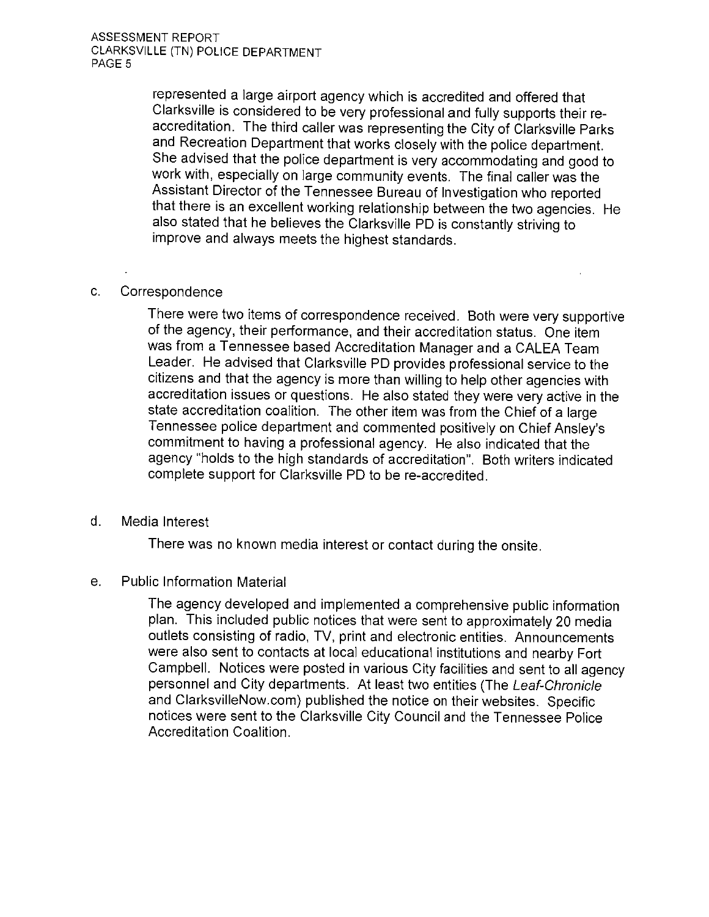represented a large airport agency which is accredited and offered that Clarksville is considered to be very professional and fully supports their re-accreditation. The third caller was representing the City of Clarksville Parks and Recreation Department that works closely with the police department. She advised that the police department is very accommodating and good to work with, especially on large community events. The final caller was the Assistant Director of the Tennessee Bureau of Investigation who reported that there is an excellent working relationship between the two agencies. He also stated that he believes the Clarksville PD is constantly striving to improve and always meets the highest standards.

c. Correspondence

There were two items of correspondence received. Both were very supportive of the agency, their performance, and their accreditation status. One item was from a Tennessee based Accreditation Manager and a CALEA Team Leader. He advised that Clarksville PD provides professional service to the citizens and that the agency is more than willing to help other agencies with accreditation issues or questions. He also stated they were very active in the state accreditation coalition. The other item was from the Chief of a large Tennessee police department and commented positively on Chief Ansley's commitment to having a professional agency. He also indicated that the agency "holds to the high standards of accreditation". Both writers indicated complete support for Clarksville PD to be re-accredited.

d. Media Interest

There was no known media interest or contact during the onsite.

e. Public Information Material

The agency developed and implemented a comprehensive public information plan. This included public notices that were sent to approximately 20 media outlets consisting of radio, TV, print and electronic entities. Announcements were also sent to contacts at local educational institutions and nearby Fort Campbell. Notices were posted in various City facilities and sent to all agency personnel and City departments. At least two entities (The *Leaf-Chronicle* and ClarksvilleNow.com) published the notice on their websites. Specific notices were sent to the Clarksville City Council and the Tennessee Police Accreditation Coalition.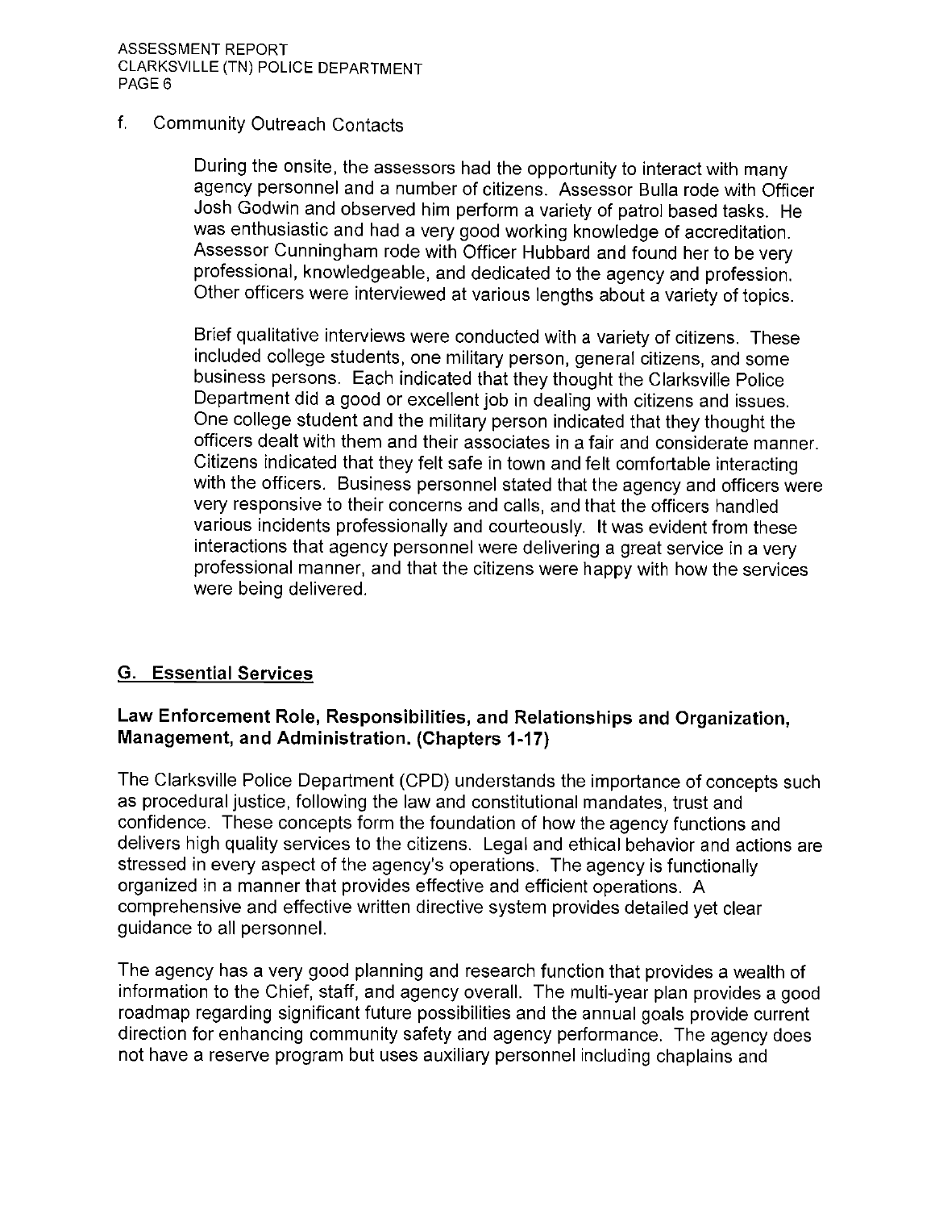f. Community Outreach Contacts

During the onsite, the assessors had the opportunity to interact with many agency personnel and a number of citizens. Assessor Bulla rode with Officer Josh Godwin and observed him perform a variety of patrol based tasks. He was enthusiastic and had a very good working knowledge of accreditation. Assessor Cunningham rode with Officer Hubbard and found her to be very professional, knowledgeable, and dedicated to the agency and profession. Other officers were interviewed at various lengths about a variety of topics.

Brief qualitative interviews were conducted with a variety of citizens. These included college students, one military person, general citizens, and some business persons. Each indicated that they thought the Clarksville Police Department did a good or excellent job in dealing with citizens and issues. One college student and the military person indicated that they thought the officers dealt with them and their associates in a fair and considerate manner. Citizens indicated that they felt safe in town and felt comfortable interacting with the officers. Business personnel stated that the agency and officers were very responsive to their concerns and calls, and that the officers handled various incidents professionally and courteously. It was evident from these interactions that agency personnel were delivering a great service in a very professional manner, and that the citizens were happy with how the services were being delivered.

## G. Essential Services

### Law Enforcement Role, Responsibilities, and Relationships and Organization, Management, and Administration. (Chapters 1-17)

The Clarksville Police Department (CPD) understands the importance of concepts such as procedural justice, following the law and constitutional mandates, trust and confidence. These concepts form the foundation of how the agency functions and delivers high quality services to the citizens. Legal and ethical behavior and actions are stressed in every aspect of the agency's operations. The agency is functionally organized in a manner that provides effective and efficient operations. A comprehensive and effective written directive system provides detailed yet clear guidance to all personnel.

The agency has a very good planning and research function that provides a wealth of information to the Chief, staff, and agency overall. The multi-year plan provides a good roadmap regarding significant future possibilities and the annual goals provide current direction for enhancing community safety and agency performance. The agency does not have a reserve program but uses auxiliary personnel including chaplains and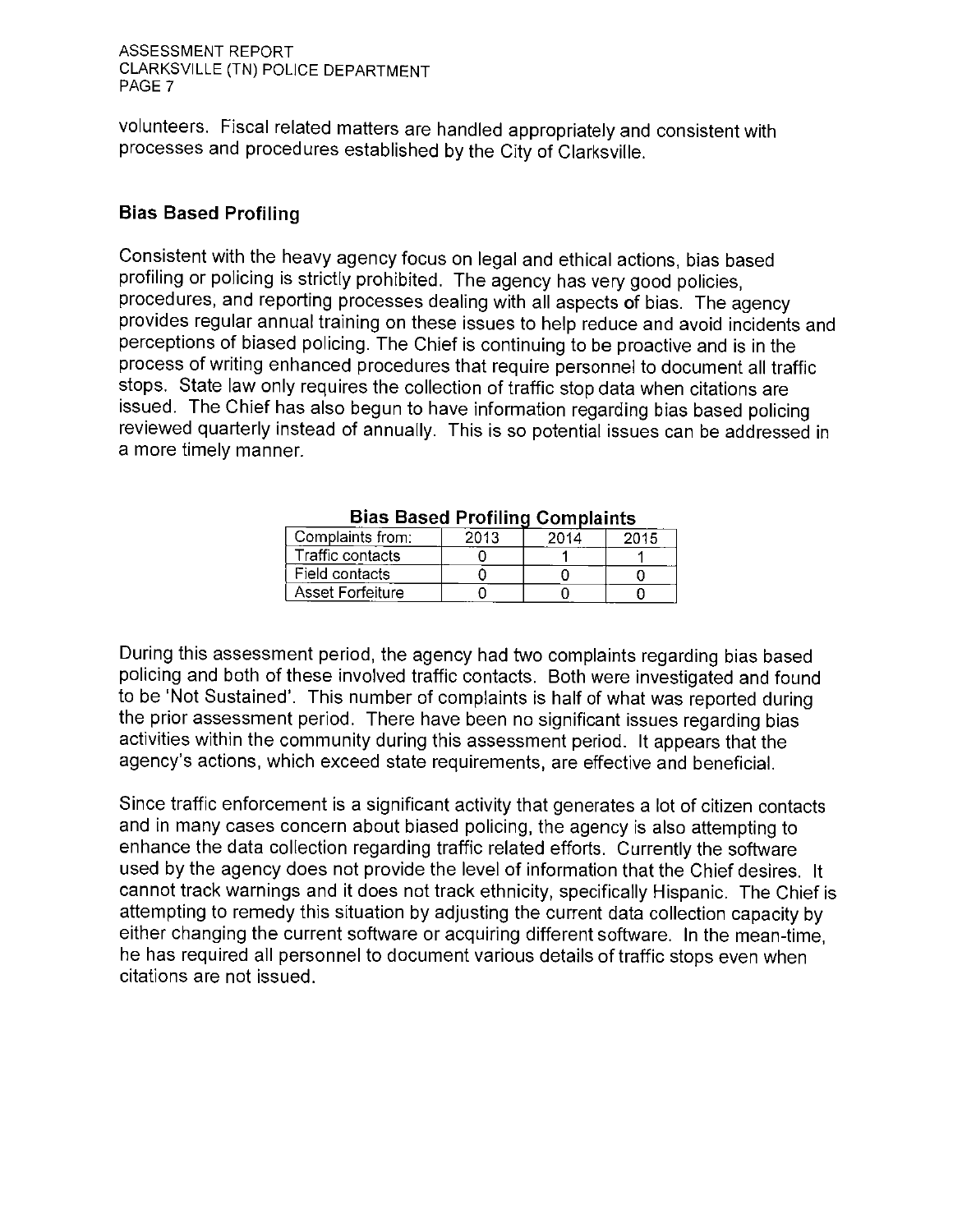volunteers. Fiscal related matters are handled appropriately and consistent with processes and procedures established by the City of Clarksville.

### Bias Based Profiling

Consistent with the heavy agency focus on legal and ethical actions, bias based profiling or policing is strictly prohibited. The agency has very good policies, procedures, and reporting processes dealing with all aspects of bias. The agency provides regular annual training on these issues to help reduce and avoid incidents and perceptions of biased policing. The Chief is continuing to be proactive and is in the process of writing enhanced procedures that require personnel to document all traffic stops. State law only requires the collection of traffic stop data when citations are issued. The Chief has also begun to have information regarding bias based policing reviewed quarterly instead of annually. This is so potential issues can be addressed in a more timely manner.

**Bias Based Profiling Complaints**

| Complaints from: | 2013 | 2014 | 2015 |
|---|---|---|---|
| Traffic contacts | 0 | 1 | 1 |
| Field contacts | 0 | 0 | 0 |
| Asset Forfeiture | 0 | 0 | 0 |

During this assessment period, the agency had two complaints regarding bias based policing and both of these involved traffic contacts. Both were investigated and found to be 'Not Sustained'. This number of complaints is half of what was reported during the prior assessment period. There have been no significant issues regarding bias activities within the community during this assessment period. It appears that the agency's actions, which exceed state requirements, are effective and beneficial.

Since traffic enforcement is a significant activity that generates a lot of citizen contacts and in many cases concern about biased policing, the agency is also attempting to enhance the data collection regarding traffic related efforts. Currently the software used by the agency does not provide the level of information that the Chief desires. It cannot track warnings and it does not track ethnicity, specifically Hispanic. The Chief is attempting to remedy this situation by adjusting the current data collection capacity by either changing the current software or acquiring different software. In the mean-time, he has required all personnel to document various details of traffic stops even when citations are not issued.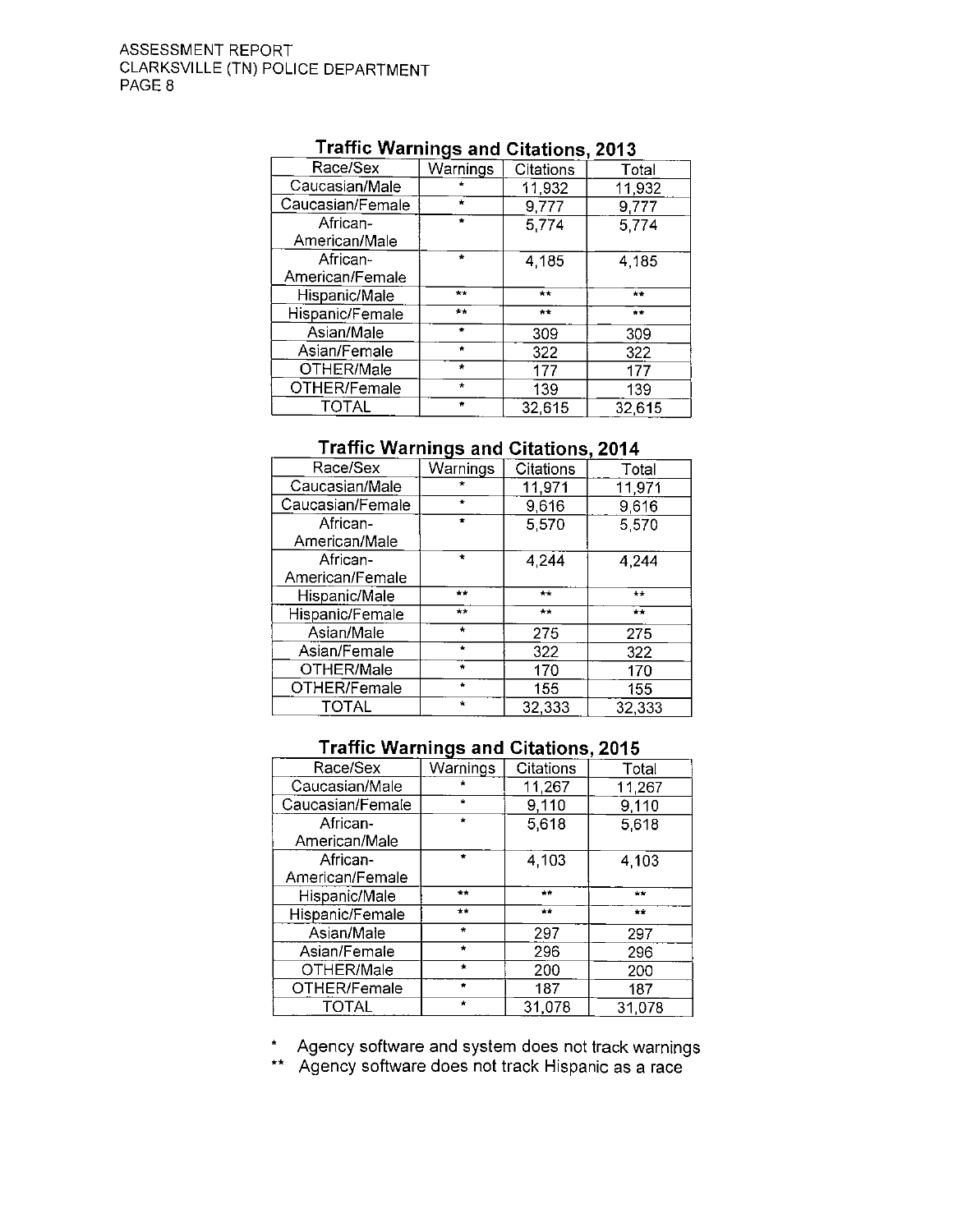### Traffic Warnings and Citations, 2013

| Race/Sex | Warnings | Citations | Total |
|---|---|---|---|
| Caucasian/Male | * | 11,932 | 11,932 |
| Caucasian/Female | * | 9,777 | 9,777 |
| African-American/Male | * | 5,774 | 5,774 |
| African-American/Female | * | 4,185 | 4,185 |
| Hispanic/Male | ** | ** | ** |
| Hispanic/Female | ** | ** | ** |
| Asian/Male | * | 309 | 309 |
| Asian/Female | * | 322 | 322 |
| OTHER/Male | * | 177 | 177 |
| OTHER/Female | * | 139 | 139 |
| TOTAL | * | 32,615 | 32,615 |

### Traffic Warnings and Citations, 2014

| Race/Sex | Warnings | Citations | Total |
|---|---|---|---|
| Caucasian/Male | * | 11,971 | 11,971 |
| Caucasian/Female | * | 9,616 | 9,616 |
| African-American/Male | * | 5,570 | 5,570 |
| African-American/Female | * | 4,244 | 4,244 |
| Hispanic/Male | ** | ** | ** |
| Hispanic/Female | ** | ** | ** |
| Asian/Male | * | 275 | 275 |
| Asian/Female | * | 322 | 322 |
| OTHER/Male | * | 170 | 170 |
| OTHER/Female | * | 155 | 155 |
| TOTAL | * | 32,333 | 32,333 |

### Traffic Warnings and Citations, 2015

| Race/Sex | Warnings | Citations | Total |
|---|---|---|---|
| Caucasian/Male | * | 11,267 | 11,267 |
| Caucasian/Female | * | 9,110 | 9,110 |
| African-American/Male | * | 5,618 | 5,618 |
| African-American/Female | * | 4,103 | 4,103 |
| Hispanic/Male | ** | ** | ** |
| Hispanic/Female | ** | ** | ** |
| Asian/Male | * | 297 | 297 |
| Asian/Female | * | 296 | 296 |
| OTHER/Male | * | 200 | 200 |
| OTHER/Female | * | 187 | 187 |
| TOTAL | * | 31,078 | 31,078 |

\* Agency software and system does not track warnings

\** Agency software does not track Hispanic as a race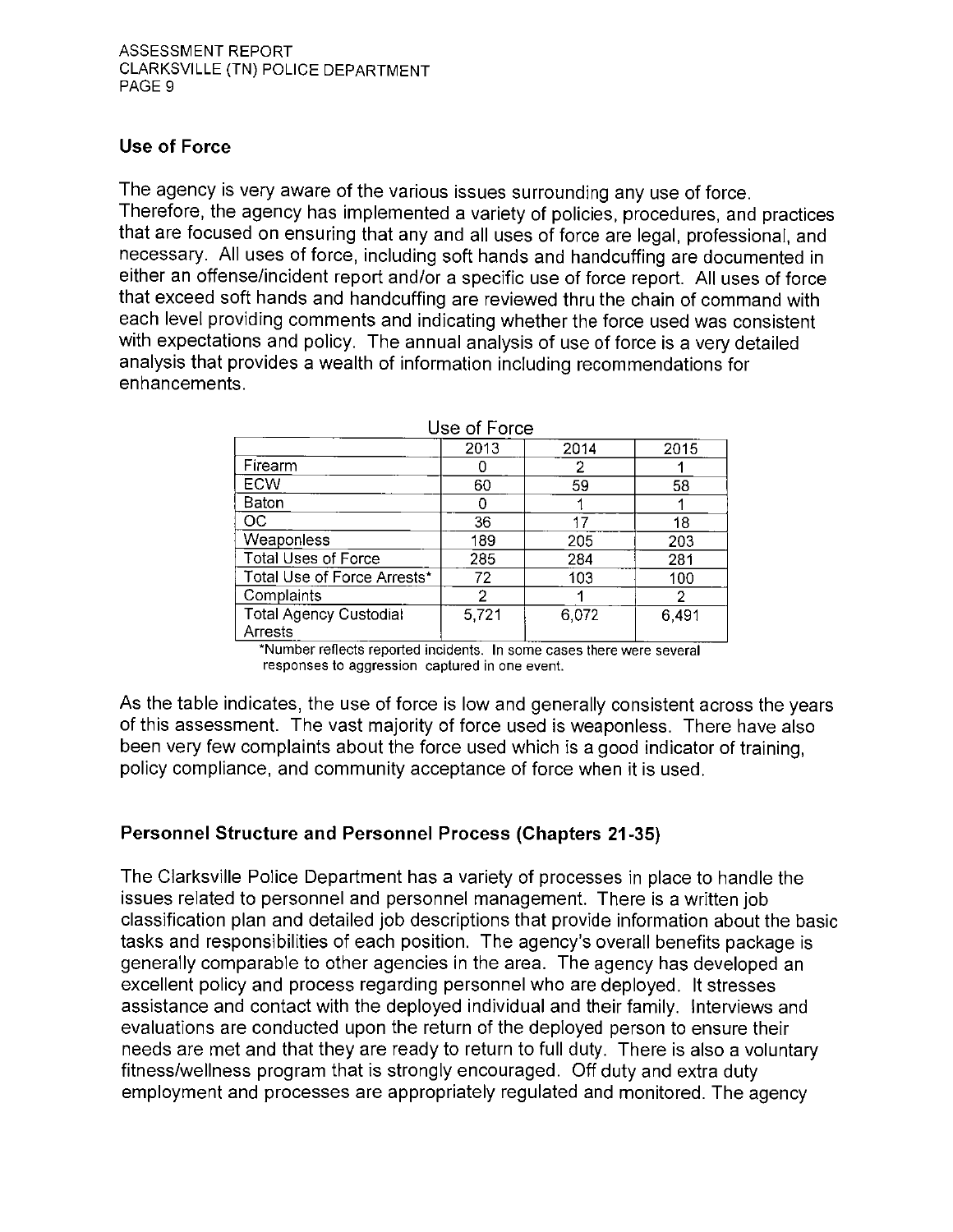## Use of Force

The agency is very aware of the various issues surrounding any use of force. Therefore, the agency has implemented a variety of policies, procedures, and practices that are focused on ensuring that any and all uses of force are legal, professional, and necessary. All uses of force, including soft hands and handcuffing are documented in either an offense/incident report and/or a specific use of force report. All uses of force that exceed soft hands and handcuffing are reviewed thru the chain of command with each level providing comments and indicating whether the force used was consistent with expectations and policy. The annual analysis of use of force is a very detailed analysis that provides a wealth of information including recommendations for enhancements.

Use of Force

| | 2013 | 2014 | 2015 |
|---|---|---|---|
| Firearm | 0 | 2 | 1 |
| ECW | 60 | 59 | 58 |
| Baton | 0 | 1 | 1 |
| OC | 36 | 17 | 18 |
| Weaponless | 189 | 205 | 203 |
| Total Uses of Force | 285 | 284 | 281 |
| Total Use of Force Arrests* | 72 | 103 | 100 |
| Complaints | 2 | 1 | 2 |
| Total Agency Custodial Arrests | 5,721 | 6,072 | 6,491 |

*Number reflects reported incidents. In some cases there were several responses to aggression captured in one event.

As the table indicates, the use of force is low and generally consistent across the years of this assessment. The vast majority of force used is weaponless. There have also been very few complaints about the force used which is a good indicator of training, policy compliance, and community acceptance of force when it is used.

## Personnel Structure and Personnel Process (Chapters 21-35)

The Clarksville Police Department has a variety of processes in place to handle the issues related to personnel and personnel management. There is a written job classification plan and detailed job descriptions that provide information about the basic tasks and responsibilities of each position. The agency's overall benefits package is generally comparable to other agencies in the area. The agency has developed an excellent policy and process regarding personnel who are deployed. It stresses assistance and contact with the deployed individual and their family. Interviews and evaluations are conducted upon the return of the deployed person to ensure their needs are met and that they are ready to return to full duty. There is also a voluntary fitness/wellness program that is strongly encouraged. Off duty and extra duty employment and processes are appropriately regulated and monitored. The agency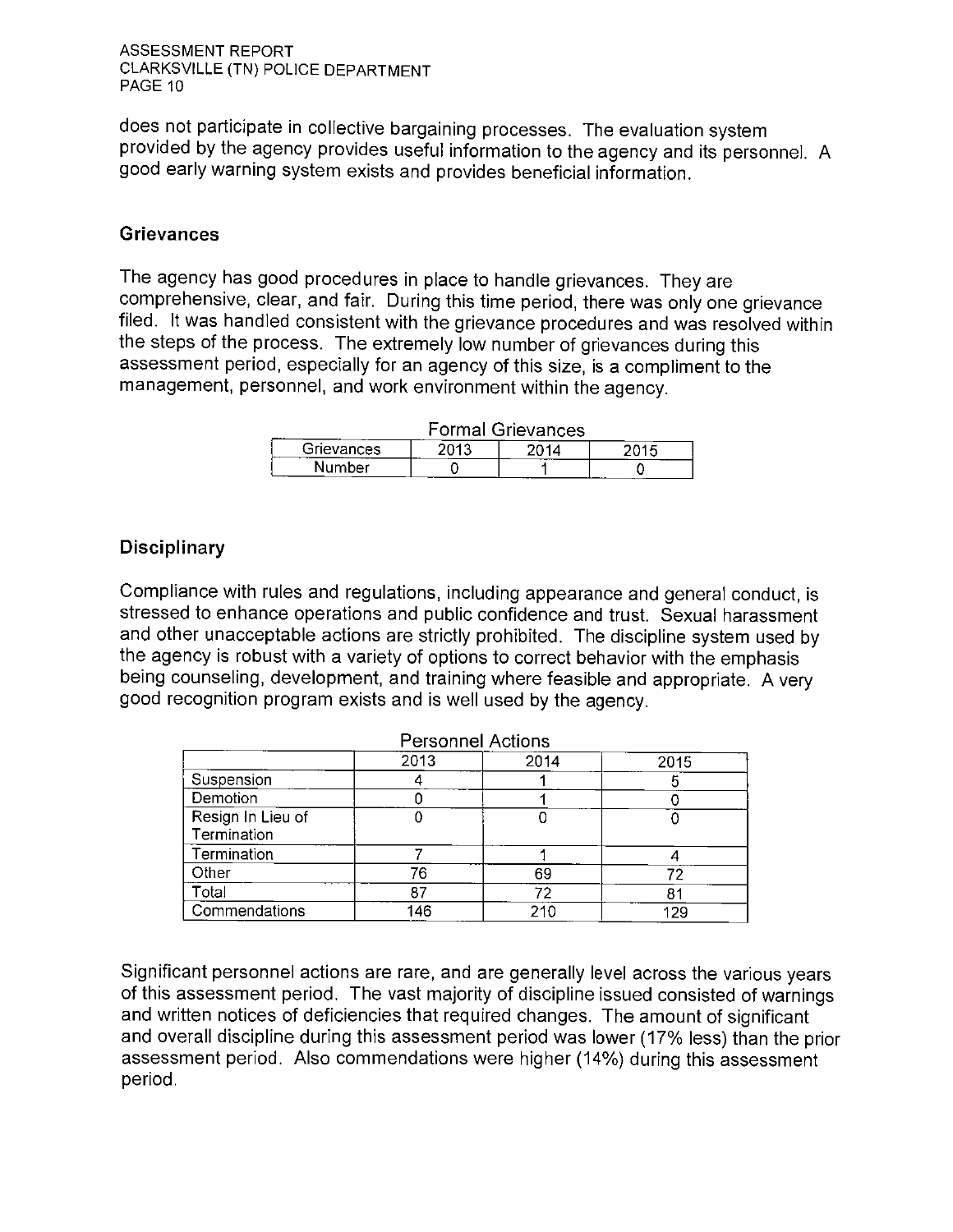does not participate in collective bargaining processes. The evaluation system provided by the agency provides useful information to the agency and its personnel. A good early warning system exists and provides beneficial information.

## Grievances

The agency has good procedures in place to handle grievances. They are comprehensive, clear, and fair. During this time period, there was only one grievance filed. It was handled consistent with the grievance procedures and was resolved within the steps of the process. The extremely low number of grievances during this assessment period, especially for an agency of this size, is a compliment to the management, personnel, and work environment within the agency.

Formal Grievances

| Grievances | 2013 | 2014 | 2015 |
|---|---|---|---|
| Number | 0 | 1 | 0 |

## Disciplinary

Compliance with rules and regulations, including appearance and general conduct, is stressed to enhance operations and public confidence and trust. Sexual harassment and other unacceptable actions are strictly prohibited. The discipline system used by the agency is robust with a variety of options to correct behavior with the emphasis being counseling, development, and training where feasible and appropriate. A very good recognition program exists and is well used by the agency.

Personnel Actions

| | 2013 | 2014 | 2015 |
|---|---|---|---|
| Suspension | 4 | 1 | 5 |
| Demotion | 0 | 1 | 0 |
| Resign In Lieu of Termination | 0 | 0 | 0 |
| Termination | 7 | 1 | 4 |
| Other | 76 | 69 | 72 |
| Total | 87 | 72 | 81 |
| Commendations | 146 | 210 | 129 |

Significant personnel actions are rare, and are generally level across the various years of this assessment period. The vast majority of discipline issued consisted of warnings and written notices of deficiencies that required changes. The amount of significant and overall discipline during this assessment period was lower (17% less) than the prior assessment period. Also commendations were higher (14%) during this assessment period.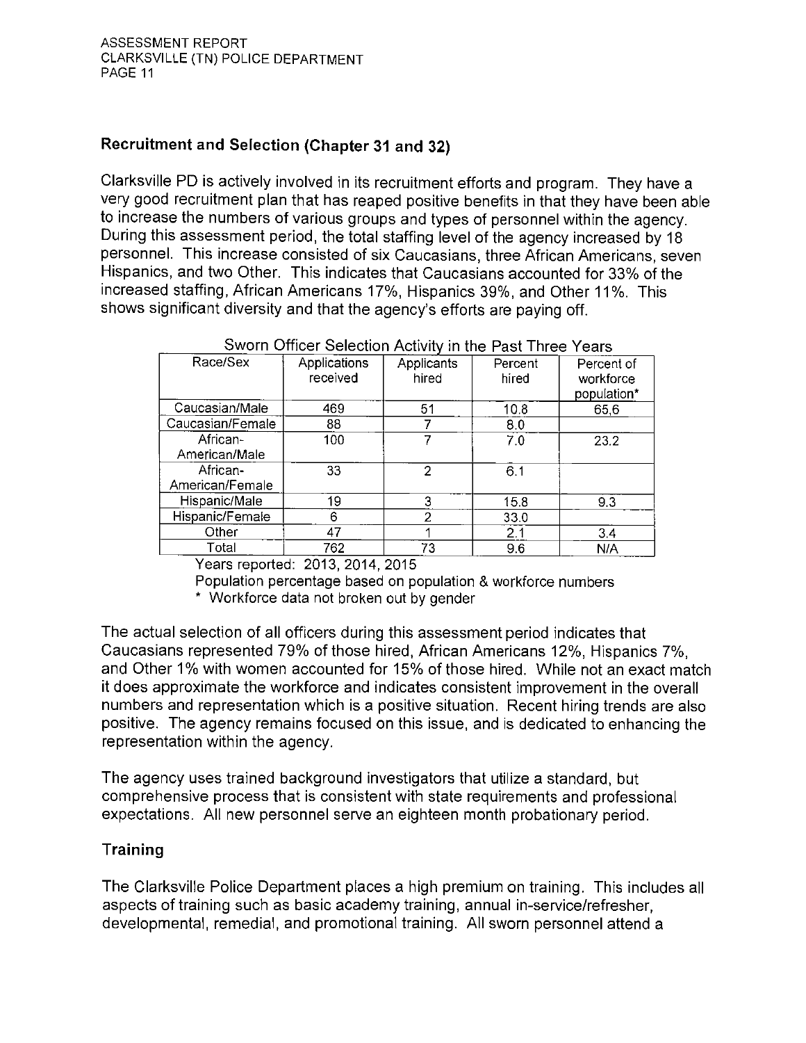## Recruitment and Selection (Chapter 31 and 32)

Clarksville PD is actively involved in its recruitment efforts and program. They have a very good recruitment plan that has reaped positive benefits in that they have been able to increase the numbers of various groups and types of personnel within the agency. During this assessment period, the total staffing level of the agency increased by 18 personnel. This increase consisted of six Caucasians, three African Americans, seven Hispanics, and two Other. This indicates that Caucasians accounted for 33% of the increased staffing, African Americans 17%, Hispanics 39%, and Other 11%. This shows significant diversity and that the agency's efforts are paying off.

Sworn Officer Selection Activity in the Past Three Years

| Race/Sex | Applications received | Applicants hired | Percent hired | Percent of workforce population* |
|---|---|---|---|---|
| Caucasian/Male | 469 | 51 | 10.8 | 65.6 |
| Caucasian/Female | 88 | 7 | 8.0 | |
| African-American/Male | 100 | 7 | 7.0 | 23.2 |
| African-American/Female | 33 | 2 | 6.1 | |
| Hispanic/Male | 19 | 3 | 15.8 | 9.3 |
| Hispanic/Female | 6 | 2 | 33.0 | |
| Other | 47 | 1 | 2.1 | 3.4 |
| Total | 762 | 73 | 9.6 | N/A |

Years reported: 2013, 2014, 2015

Population percentage based on population & workforce numbers

\* Workforce data not broken out by gender

The actual selection of all officers during this assessment period indicates that Caucasians represented 79% of those hired, African Americans 12%, Hispanics 7%, and Other 1% with women accounted for 15% of those hired. While not an exact match it does approximate the workforce and indicates consistent improvement in the overall numbers and representation which is a positive situation. Recent hiring trends are also positive. The agency remains focused on this issue, and is dedicated to enhancing the representation within the agency.

The agency uses trained background investigators that utilize a standard, but comprehensive process that is consistent with state requirements and professional expectations. All new personnel serve an eighteen month probationary period.

## Training

The Clarksville Police Department places a high premium on training. This includes all aspects of training such as basic academy training, annual in-service/refresher, developmental, remedial, and promotional training. All sworn personnel attend a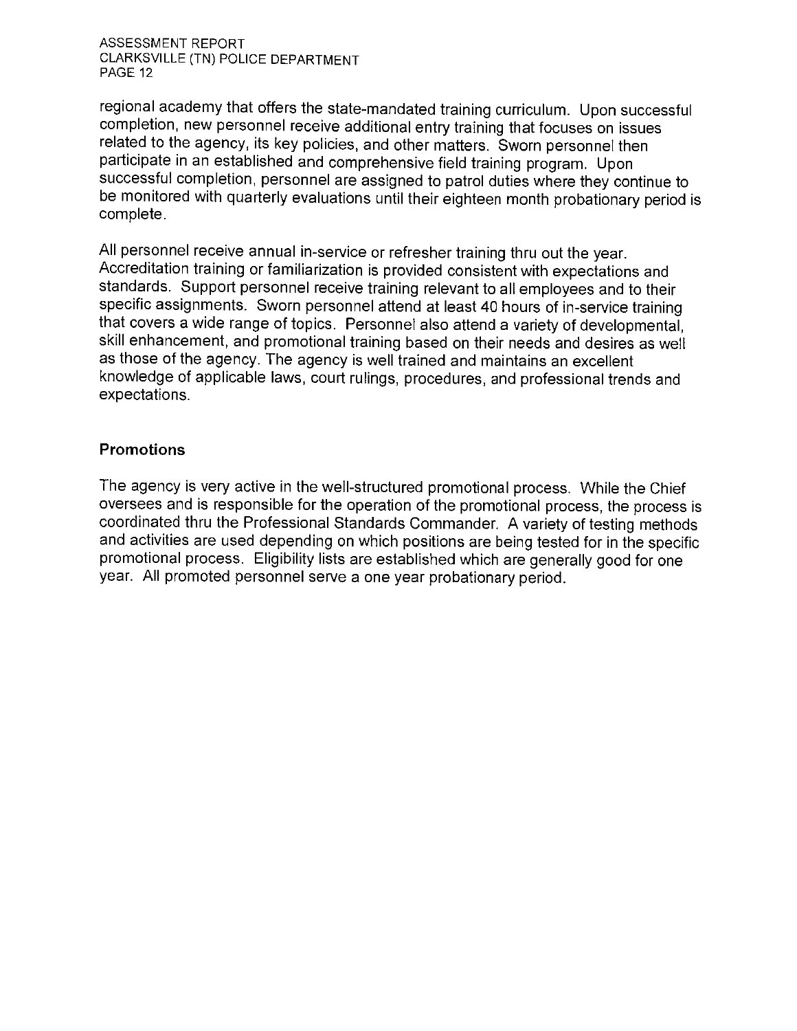regional academy that offers the state-mandated training curriculum. Upon successful completion, new personnel receive additional entry training that focuses on issues related to the agency, its key policies, and other matters. Sworn personnel then participate in an established and comprehensive field training program. Upon successful completion, personnel are assigned to patrol duties where they continue to be monitored with quarterly evaluations until their eighteen month probationary period is complete.

All personnel receive annual in-service or refresher training thru out the year. Accreditation training or familiarization is provided consistent with expectations and standards. Support personnel receive training relevant to all employees and to their specific assignments. Sworn personnel attend at least 40 hours of in-service training that covers a wide range of topics. Personnel also attend a variety of developmental, skill enhancement, and promotional training based on their needs and desires as well as those of the agency. The agency is well trained and maintains an excellent knowledge of applicable laws, court rulings, procedures, and professional trends and expectations.

### Promotions

The agency is very active in the well-structured promotional process. While the Chief oversees and is responsible for the operation of the promotional process, the process is coordinated thru the Professional Standards Commander. A variety of testing methods and activities are used depending on which positions are being tested for in the specific promotional process. Eligibility lists are established which are generally good for one year. All promoted personnel serve a one year probationary period.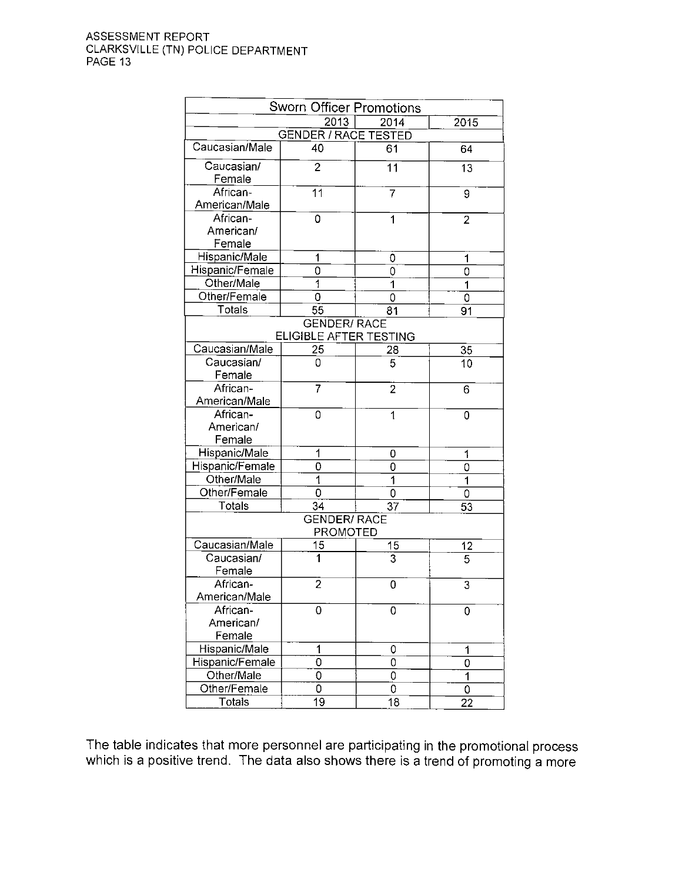| Sworn Officer Promotions | | | |
|---|---|---|---|
| | 2013 | 2014 | 2015 |
| GENDER / RACE TESTED | | | |
| Caucasian/Male | 40 | 61 | 64 |
| Caucasian/ Female | 2 | 11 | 13 |
| African-American/Male | 11 | 7 | 9 |
| African-American/ Female | 0 | 1 | 2 |
| Hispanic/Male | 1 | 0 | 1 |
| Hispanic/Female | 0 | 0 | 0 |
| Other/Male | 1 | 1 | 1 |
| Other/Female | 0 | 0 | 0 |
| Totals | 55 | 81 | 91 |
| GENDER/ RACE ELIGIBLE AFTER TESTING | | | |
| Caucasian/Male | 25 | 28 | 35 |
| Caucasian/ Female | 0 | 5 | 10 |
| African-American/Male | 7 | 2 | 6 |
| African-American/ Female | 0 | 1 | 0 |
| Hispanic/Male | 1 | 0 | 1 |
| Hispanic/Female | 0 | 0 | 0 |
| Other/Male | 1 | 1 | 1 |
| Other/Female | 0 | 0 | 0 |
| Totals | 34 | 37 | 53 |
| GENDER/ RACE PROMOTED | | | |
| Caucasian/Male | 15 | 15 | 12 |
| Caucasian/ Female | 1 | 3 | 5 |
| African-American/Male | 2 | 0 | 3 |
| African-American/ Female | 0 | 0 | 0 |
| Hispanic/Male | 1 | 0 | 1 |
| Hispanic/Female | 0 | 0 | 0 |
| Other/Male | 0 | 0 | 1 |
| Other/Female | 0 | 0 | 0 |
| Totals | 19 | 18 | 22 |

The table indicates that more personnel are participating in the promotional process which is a positive trend. The data also shows there is a trend of promoting a more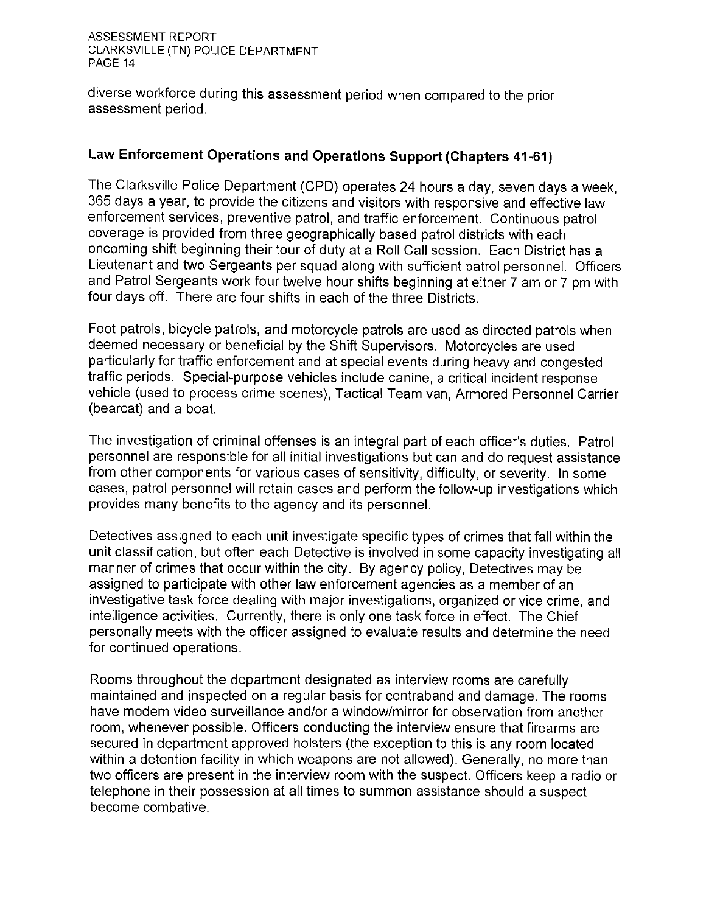diverse workforce during this assessment period when compared to the prior assessment period.

## Law Enforcement Operations and Operations Support (Chapters 41-61)

The Clarksville Police Department (CPD) operates 24 hours a day, seven days a week, 365 days a year, to provide the citizens and visitors with responsive and effective law enforcement services, preventive patrol, and traffic enforcement. Continuous patrol coverage is provided from three geographically based patrol districts with each oncoming shift beginning their tour of duty at a Roll Call session. Each District has a Lieutenant and two Sergeants per squad along with sufficient patrol personnel. Officers and Patrol Sergeants work four twelve hour shifts beginning at either 7 am or 7 pm with four days off. There are four shifts in each of the three Districts.

Foot patrols, bicycle patrols, and motorcycle patrols are used as directed patrols when deemed necessary or beneficial by the Shift Supervisors. Motorcycles are used particularly for traffic enforcement and at special events during heavy and congested traffic periods. Special-purpose vehicles include canine, a critical incident response vehicle (used to process crime scenes), Tactical Team van, Armored Personnel Carrier (bearcat) and a boat.

The investigation of criminal offenses is an integral part of each officer's duties. Patrol personnel are responsible for all initial investigations but can and do request assistance from other components for various cases of sensitivity, difficulty, or severity. In some cases, patrol personnel will retain cases and perform the follow-up investigations which provides many benefits to the agency and its personnel.

Detectives assigned to each unit investigate specific types of crimes that fall within the unit classification, but often each Detective is involved in some capacity investigating all manner of crimes that occur within the city. By agency policy, Detectives may be assigned to participate with other law enforcement agencies as a member of an investigative task force dealing with major investigations, organized or vice crime, and intelligence activities. Currently, there is only one task force in effect. The Chief personally meets with the officer assigned to evaluate results and determine the need for continued operations.

Rooms throughout the department designated as interview rooms are carefully maintained and inspected on a regular basis for contraband and damage. The rooms have modern video surveillance and/or a window/mirror for observation from another room, whenever possible. Officers conducting the interview ensure that firearms are secured in department approved holsters (the exception to this is any room located within a detention facility in which weapons are not allowed). Generally, no more than two officers are present in the interview room with the suspect. Officers keep a radio or telephone in their possession at all times to summon assistance should a suspect become combative.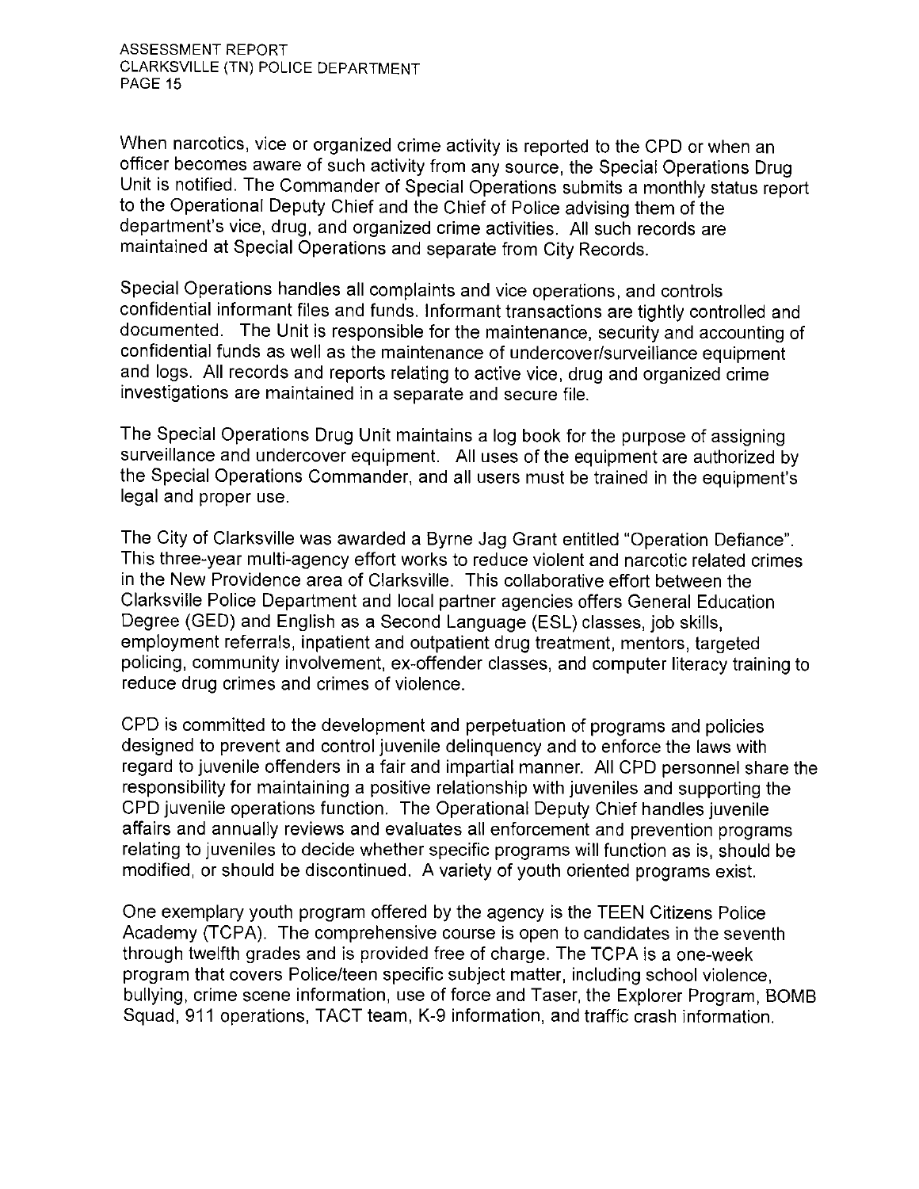When narcotics, vice or organized crime activity is reported to the CPD or when an officer becomes aware of such activity from any source, the Special Operations Drug Unit is notified. The Commander of Special Operations submits a monthly status report to the Operational Deputy Chief and the Chief of Police advising them of the department's vice, drug, and organized crime activities. All such records are maintained at Special Operations and separate from City Records.

Special Operations handles all complaints and vice operations, and controls confidential informant files and funds. Informant transactions are tightly controlled and documented. The Unit is responsible for the maintenance, security and accounting of confidential funds as well as the maintenance of undercover/surveillance equipment and logs. All records and reports relating to active vice, drug and organized crime investigations are maintained in a separate and secure file.

The Special Operations Drug Unit maintains a log book for the purpose of assigning surveillance and undercover equipment. All uses of the equipment are authorized by the Special Operations Commander, and all users must be trained in the equipment's legal and proper use.

The City of Clarksville was awarded a Byrne Jag Grant entitled "Operation Defiance". This three-year multi-agency effort works to reduce violent and narcotic related crimes in the New Providence area of Clarksville. This collaborative effort between the Clarksville Police Department and local partner agencies offers General Education Degree (GED) and English as a Second Language (ESL) classes, job skills, employment referrals, inpatient and outpatient drug treatment, mentors, targeted policing, community involvement, ex-offender classes, and computer literacy training to reduce drug crimes and crimes of violence.

CPD is committed to the development and perpetuation of programs and policies designed to prevent and control juvenile delinquency and to enforce the laws with regard to juvenile offenders in a fair and impartial manner. All CPD personnel share the responsibility for maintaining a positive relationship with juveniles and supporting the CPD juvenile operations function. The Operational Deputy Chief handles juvenile affairs and annually reviews and evaluates all enforcement and prevention programs relating to juveniles to decide whether specific programs will function as is, should be modified, or should be discontinued. A variety of youth oriented programs exist.

One exemplary youth program offered by the agency is the TEEN Citizens Police Academy (TCPA). The comprehensive course is open to candidates in the seventh through twelfth grades and is provided free of charge. The TCPA is a one-week program that covers Police/teen specific subject matter, including school violence, bullying, crime scene information, use of force and Taser, the Explorer Program, BOMB Squad, 911 operations, TACT team, K-9 information, and traffic crash information.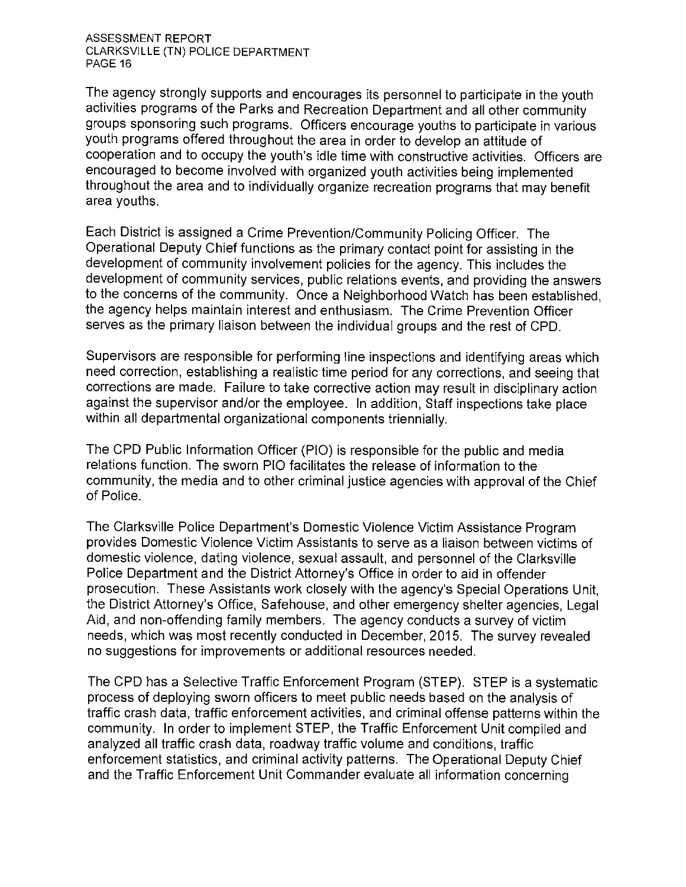The agency strongly supports and encourages its personnel to participate in the youth activities programs of the Parks and Recreation Department and all other community groups sponsoring such programs. Officers encourage youths to participate in various youth programs offered throughout the area in order to develop an attitude of cooperation and to occupy the youth's idle time with constructive activities. Officers are encouraged to become involved with organized youth activities being implemented throughout the area and to individually organize recreation programs that may benefit area youths.

Each District is assigned a Crime Prevention/Community Policing Officer. The Operational Deputy Chief functions as the primary contact point for assisting in the development of community involvement policies for the agency. This includes the development of community services, public relations events, and providing the answers to the concerns of the community. Once a Neighborhood Watch has been established, the agency helps maintain interest and enthusiasm. The Crime Prevention Officer serves as the primary liaison between the individual groups and the rest of CPD.

Supervisors are responsible for performing line inspections and identifying areas which need correction, establishing a realistic time period for any corrections, and seeing that corrections are made. Failure to take corrective action may result in disciplinary action against the supervisor and/or the employee. In addition, Staff inspections take place within all departmental organizational components triennially.

The CPD Public Information Officer (PIO) is responsible for the public and media relations function. The sworn PIO facilitates the release of information to the community, the media and to other criminal justice agencies with approval of the Chief of Police.

The Clarksville Police Department's Domestic Violence Victim Assistance Program provides Domestic Violence Victim Assistants to serve as a liaison between victims of domestic violence, dating violence, sexual assault, and personnel of the Clarksville Police Department and the District Attorney's Office in order to aid in offender prosecution. These Assistants work closely with the agency's Special Operations Unit, the District Attorney's Office, Safehouse, and other emergency shelter agencies, Legal Aid, and non-offending family members. The agency conducts a survey of victim needs, which was most recently conducted in December, 2015. The survey revealed no suggestions for improvements or additional resources needed.

The CPD has a Selective Traffic Enforcement Program (STEP). STEP is a systematic process of deploying sworn officers to meet public needs based on the analysis of traffic crash data, traffic enforcement activities, and criminal offense patterns within the community. In order to implement STEP, the Traffic Enforcement Unit compiled and analyzed all traffic crash data, roadway traffic volume and conditions, traffic enforcement statistics, and criminal activity patterns. The Operational Deputy Chief and the Traffic Enforcement Unit Commander evaluate all information concerning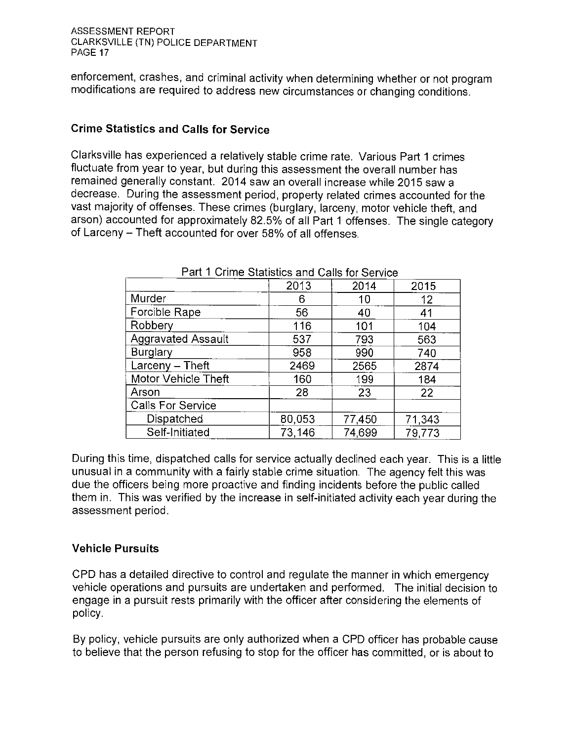enforcement, crashes, and criminal activity when determining whether or not program modifications are required to address new circumstances or changing conditions.

### Crime Statistics and Calls for Service

Clarksville has experienced a relatively stable crime rate. Various Part 1 crimes fluctuate from year to year, but during this assessment the overall number has remained generally constant. 2014 saw an overall increase while 2015 saw a decrease. During the assessment period, property related crimes accounted for the vast majority of offenses. These crimes (burglary, larceny, motor vehicle theft, and arson) accounted for approximately 82.5% of all Part 1 offenses. The single category of Larceny – Theft accounted for over 58% of all offenses.

Part 1 Crime Statistics and Calls for Service

| | 2013 | 2014 | 2015 |
|---|---|---|---|
| Murder | 6 | 10 | 12 |
| Forcible Rape | 56 | 40 | 41 |
| Robbery | 116 | 101 | 104 |
| Aggravated Assault | 537 | 793 | 563 |
| Burglary | 958 | 990 | 740 |
| Larceny – Theft | 2469 | 2565 | 2874 |
| Motor Vehicle Theft | 160 | 199 | 184 |
| Arson | 28 | 23 | 22 |
| Calls For Service | | | |
| Dispatched | 80,053 | 77,450 | 71,343 |
| Self-Initiated | 73,146 | 74,699 | 79,773 |

During this time, dispatched calls for service actually declined each year. This is a little unusual in a community with a fairly stable crime situation. The agency felt this was due the officers being more proactive and finding incidents before the public called them in. This was verified by the increase in self-initiated activity each year during the assessment period.

### Vehicle Pursuits

CPD has a detailed directive to control and regulate the manner in which emergency vehicle operations and pursuits are undertaken and performed. The initial decision to engage in a pursuit rests primarily with the officer after considering the elements of policy.

By policy, vehicle pursuits are only authorized when a CPD officer has probable cause to believe that the person refusing to stop for the officer has committed, or is about to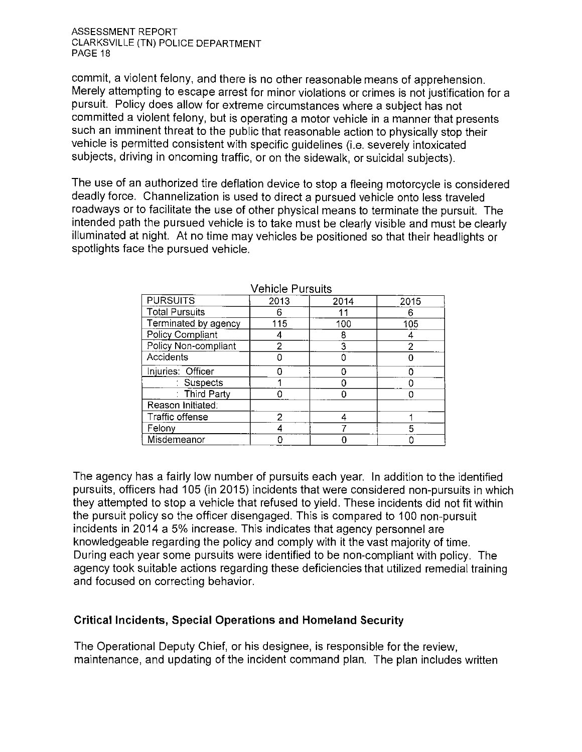commit, a violent felony, and there is no other reasonable means of apprehension. Merely attempting to escape arrest for minor violations or crimes is not justification for a pursuit. Policy does allow for extreme circumstances where a subject has not committed a violent felony, but is operating a motor vehicle in a manner that presents such an imminent threat to the public that reasonable action to physically stop their vehicle is permitted consistent with specific guidelines (i.e. severely intoxicated subjects, driving in oncoming traffic, or on the sidewalk, or suicidal subjects).

The use of an authorized tire deflation device to stop a fleeing motorcycle is considered deadly force. Channelization is used to direct a pursued vehicle onto less traveled roadways or to facilitate the use of other physical means to terminate the pursuit. The intended path the pursued vehicle is to take must be clearly visible and must be clearly illuminated at night. At no time may vehicles be positioned so that their headlights or spotlights face the pursued vehicle.

Vehicle Pursuits

| PURSUITS | 2013 | 2014 | 2015 |
|---|---|---|---|
| Total Pursuits | 6 | 11 | 6 |
| Terminated by agency | 115 | 100 | 105 |
| Policy Compliant | 4 | 8 | 4 |
| Policy Non-compliant | 2 | 3 | 2 |
| Accidents | 0 | 0 | 0 |
| Injuries: Officer | 0 | 0 | 0 |
| : Suspects | 1 | 0 | 0 |
| : Third Party | 0 | 0 | 0 |
| Reason Initiated: | | | |
| Traffic offense | 2 | 4 | 1 |
| Felony | 4 | 7 | 5 |
| Misdemeanor | 0 | 0 | 0 |

The agency has a fairly low number of pursuits each year. In addition to the identified pursuits, officers had 105 (in 2015) incidents that were considered non-pursuits in which they attempted to stop a vehicle that refused to yield. These incidents did not fit within the pursuit policy so the officer disengaged. This is compared to 100 non-pursuit incidents in 2014 a 5% increase. This indicates that agency personnel are knowledgeable regarding the policy and comply with it the vast majority of time. During each year some pursuits were identified to be non-compliant with policy. The agency took suitable actions regarding these deficiencies that utilized remedial training and focused on correcting behavior.

### Critical Incidents, Special Operations and Homeland Security

The Operational Deputy Chief, or his designee, is responsible for the review, maintenance, and updating of the incident command plan. The plan includes written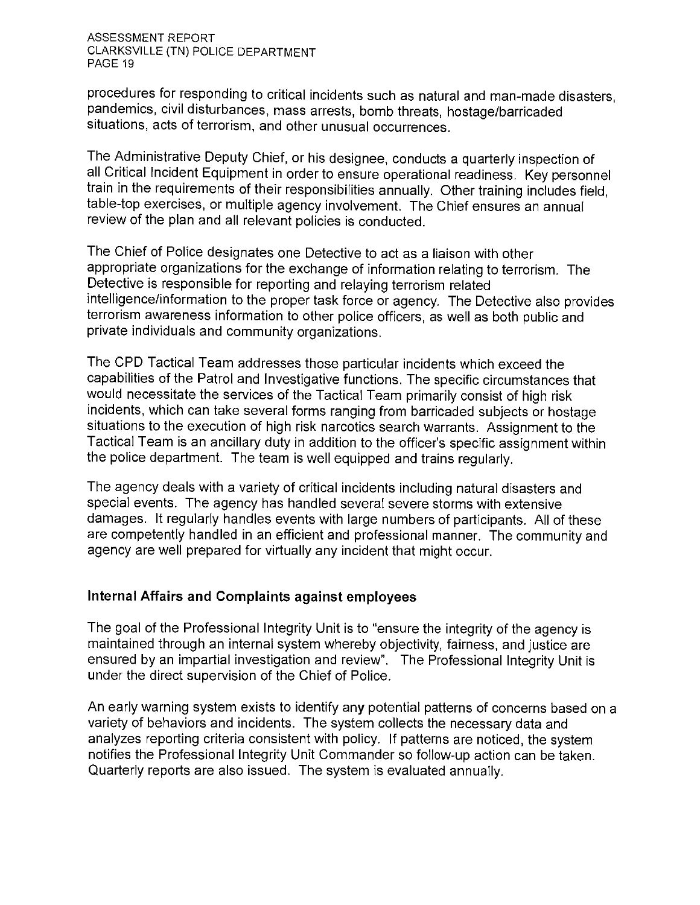procedures for responding to critical incidents such as natural and man-made disasters, pandemics, civil disturbances, mass arrests, bomb threats, hostage/barricaded situations, acts of terrorism, and other unusual occurrences.

The Administrative Deputy Chief, or his designee, conducts a quarterly inspection of all Critical Incident Equipment in order to ensure operational readiness. Key personnel train in the requirements of their responsibilities annually. Other training includes field, table-top exercises, or multiple agency involvement. The Chief ensures an annual review of the plan and all relevant policies is conducted.

The Chief of Police designates one Detective to act as a liaison with other appropriate organizations for the exchange of information relating to terrorism. The Detective is responsible for reporting and relaying terrorism related intelligence/information to the proper task force or agency. The Detective also provides terrorism awareness information to other police officers, as well as both public and private individuals and community organizations.

The CPD Tactical Team addresses those particular incidents which exceed the capabilities of the Patrol and Investigative functions. The specific circumstances that would necessitate the services of the Tactical Team primarily consist of high risk incidents, which can take several forms ranging from barricaded subjects or hostage situations to the execution of high risk narcotics search warrants. Assignment to the Tactical Team is an ancillary duty in addition to the officer's specific assignment within the police department. The team is well equipped and trains regularly.

The agency deals with a variety of critical incidents including natural disasters and special events. The agency has handled several severe storms with extensive damages. It regularly handles events with large numbers of participants. All of these are competently handled in an efficient and professional manner. The community and agency are well prepared for virtually any incident that might occur.

## Internal Affairs and Complaints against employees

The goal of the Professional Integrity Unit is to "ensure the integrity of the agency is maintained through an internal system whereby objectivity, fairness, and justice are ensured by an impartial investigation and review". The Professional Integrity Unit is under the direct supervision of the Chief of Police.

An early warning system exists to identify any potential patterns of concerns based on a variety of behaviors and incidents. The system collects the necessary data and analyzes reporting criteria consistent with policy. If patterns are noticed, the system notifies the Professional Integrity Unit Commander so follow-up action can be taken. Quarterly reports are also issued. The system is evaluated annually.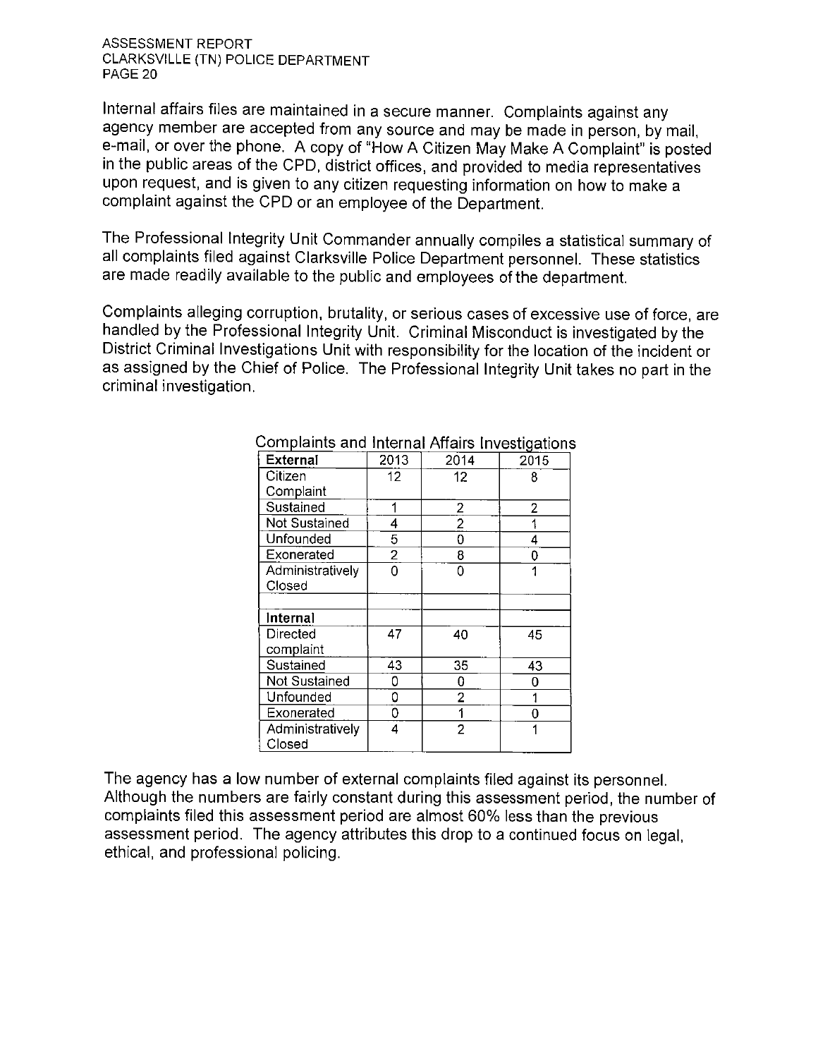Internal affairs files are maintained in a secure manner. Complaints against any agency member are accepted from any source and may be made in person, by mail, e-mail, or over the phone. A copy of "How A Citizen May Make A Complaint" is posted in the public areas of the CPD, district offices, and provided to media representatives upon request, and is given to any citizen requesting information on how to make a complaint against the CPD or an employee of the Department.

The Professional Integrity Unit Commander annually compiles a statistical summary of all complaints filed against Clarksville Police Department personnel. These statistics are made readily available to the public and employees of the department.

Complaints alleging corruption, brutality, or serious cases of excessive use of force, are handled by the Professional Integrity Unit. Criminal Misconduct is investigated by the District Criminal Investigations Unit with responsibility for the location of the incident or as assigned by the Chief of Police. The Professional Integrity Unit takes no part in the criminal investigation.

Complaints and Internal Affairs Investigations

| **External** | 2013 | 2014 | 2015 |
|---|---|---|---|
| Citizen Complaint | 12 | 12 | 8 |
| Sustained | 1 | 2 | 2 |
| Not Sustained | 4 | 2 | 1 |
| Unfounded | 5 | 0 | 4 |
| Exonerated | 2 | 8 | 0 |
| Administratively Closed | 0 | 0 | 1 |
| | | | |
| **Internal** | | | |
| Directed complaint | 47 | 40 | 45 |
| Sustained | 43 | 35 | 43 |
| Not Sustained | 0 | 0 | 0 |
| Unfounded | 0 | 2 | 1 |
| Exonerated | 0 | 1 | 0 |
| Administratively Closed | 4 | 2 | 1 |

The agency has a low number of external complaints filed against its personnel. Although the numbers are fairly constant during this assessment period, the number of complaints filed this assessment period are almost 60% less than the previous assessment period. The agency attributes this drop to a continued focus on legal, ethical, and professional policing.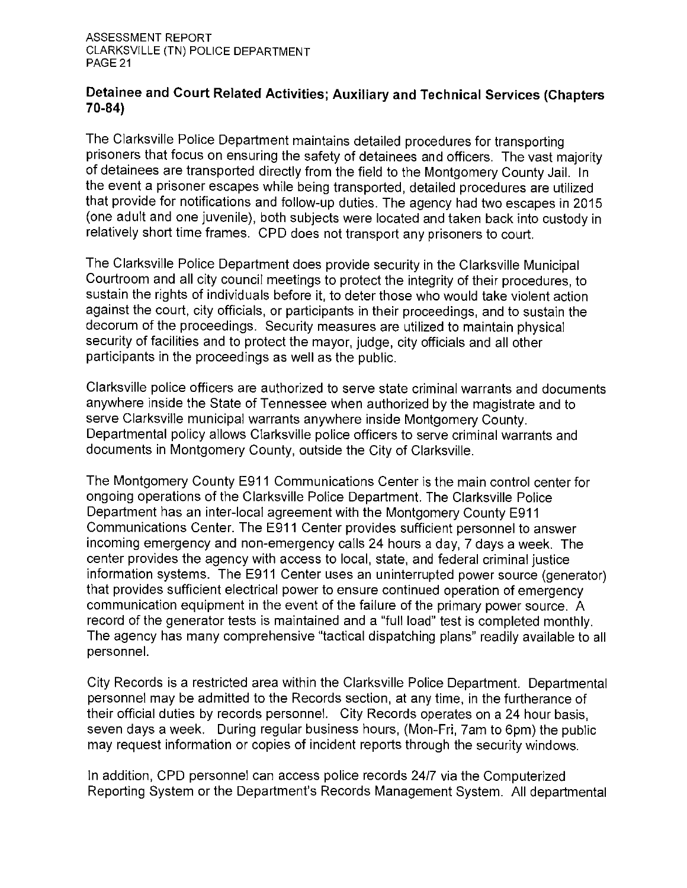## Detainee and Court Related Activities; Auxiliary and Technical Services (Chapters 70-84)

The Clarksville Police Department maintains detailed procedures for transporting prisoners that focus on ensuring the safety of detainees and officers. The vast majority of detainees are transported directly from the field to the Montgomery County Jail. In the event a prisoner escapes while being transported, detailed procedures are utilized that provide for notifications and follow-up duties. The agency had two escapes in 2015 (one adult and one juvenile), both subjects were located and taken back into custody in relatively short time frames. CPD does not transport any prisoners to court.

The Clarksville Police Department does provide security in the Clarksville Municipal Courtroom and all city council meetings to protect the integrity of their procedures, to sustain the rights of individuals before it, to deter those who would take violent action against the court, city officials, or participants in their proceedings, and to sustain the decorum of the proceedings. Security measures are utilized to maintain physical security of facilities and to protect the mayor, judge, city officials and all other participants in the proceedings as well as the public.

Clarksville police officers are authorized to serve state criminal warrants and documents anywhere inside the State of Tennessee when authorized by the magistrate and to serve Clarksville municipal warrants anywhere inside Montgomery County. Departmental policy allows Clarksville police officers to serve criminal warrants and documents in Montgomery County, outside the City of Clarksville.

The Montgomery County E911 Communications Center is the main control center for ongoing operations of the Clarksville Police Department. The Clarksville Police Department has an inter-local agreement with the Montgomery County E911 Communications Center. The E911 Center provides sufficient personnel to answer incoming emergency and non-emergency calls 24 hours a day, 7 days a week. The center provides the agency with access to local, state, and federal criminal justice information systems. The E911 Center uses an uninterrupted power source (generator) that provides sufficient electrical power to ensure continued operation of emergency communication equipment in the event of the failure of the primary power source. A record of the generator tests is maintained and a "full load" test is completed monthly. The agency has many comprehensive "tactical dispatching plans" readily available to all personnel.

City Records is a restricted area within the Clarksville Police Department. Departmental personnel may be admitted to the Records section, at any time, in the furtherance of their official duties by records personnel. City Records operates on a 24 hour basis, seven days a week. During regular business hours, (Mon-Fri, 7am to 6pm) the public may request information or copies of incident reports through the security windows.

In addition, CPD personnel can access police records 24/7 via the Computerized Reporting System or the Department's Records Management System. All departmental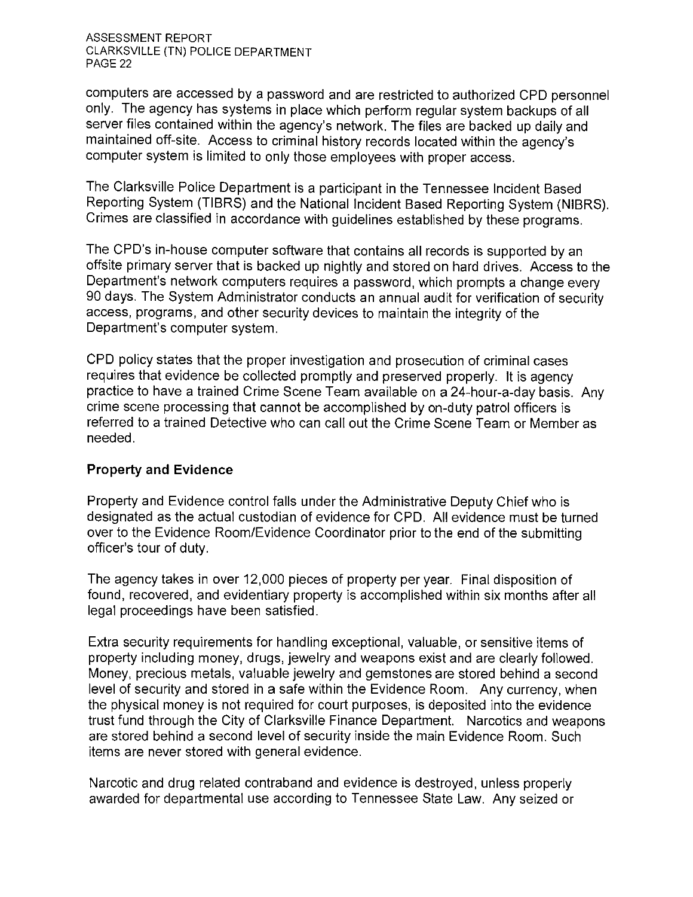computers are accessed by a password and are restricted to authorized CPD personnel only. The agency has systems in place which perform regular system backups of all server files contained within the agency's network. The files are backed up daily and maintained off-site. Access to criminal history records located within the agency's computer system is limited to only those employees with proper access.

The Clarksville Police Department is a participant in the Tennessee Incident Based Reporting System (TIBRS) and the National Incident Based Reporting System (NIBRS). Crimes are classified in accordance with guidelines established by these programs.

The CPD's in-house computer software that contains all records is supported by an offsite primary server that is backed up nightly and stored on hard drives. Access to the Department's network computers requires a password, which prompts a change every 90 days. The System Administrator conducts an annual audit for verification of security access, programs, and other security devices to maintain the integrity of the Department's computer system.

CPD policy states that the proper investigation and prosecution of criminal cases requires that evidence be collected promptly and preserved properly. It is agency practice to have a trained Crime Scene Team available on a 24-hour-a-day basis. Any crime scene processing that cannot be accomplished by on-duty patrol officers is referred to a trained Detective who can call out the Crime Scene Team or Member as needed.

**Property and Evidence**

Property and Evidence control falls under the Administrative Deputy Chief who is designated as the actual custodian of evidence for CPD. All evidence must be turned over to the Evidence Room/Evidence Coordinator prior to the end of the submitting officer's tour of duty.

The agency takes in over 12,000 pieces of property per year. Final disposition of found, recovered, and evidentiary property is accomplished within six months after all legal proceedings have been satisfied.

Extra security requirements for handling exceptional, valuable, or sensitive items of property including money, drugs, jewelry and weapons exist and are clearly followed. Money, precious metals, valuable jewelry and gemstones are stored behind a second level of security and stored in a safe within the Evidence Room. Any currency, when the physical money is not required for court purposes, is deposited into the evidence trust fund through the City of Clarksville Finance Department. Narcotics and weapons are stored behind a second level of security inside the main Evidence Room. Such items are never stored with general evidence.

Narcotic and drug related contraband and evidence is destroyed, unless properly awarded for departmental use according to Tennessee State Law. Any seized or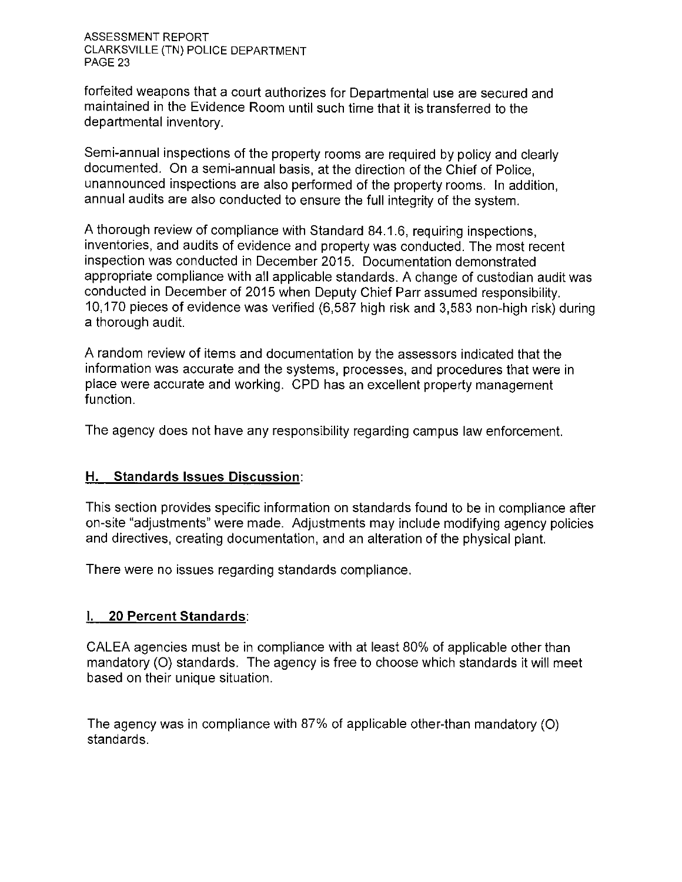forfeited weapons that a court authorizes for Departmental use are secured and maintained in the Evidence Room until such time that it is transferred to the departmental inventory.

Semi-annual inspections of the property rooms are required by policy and clearly documented. On a semi-annual basis, at the direction of the Chief of Police, unannounced inspections are also performed of the property rooms. In addition, annual audits are also conducted to ensure the full integrity of the system.

A thorough review of compliance with Standard 84.1.6, requiring inspections, inventories, and audits of evidence and property was conducted. The most recent inspection was conducted in December 2015. Documentation demonstrated appropriate compliance with all applicable standards. A change of custodian audit was conducted in December of 2015 when Deputy Chief Parr assumed responsibility. 10,170 pieces of evidence was verified (6,587 high risk and 3,583 non-high risk) during a thorough audit.

A random review of items and documentation by the assessors indicated that the information was accurate and the systems, processes, and procedures that were in place were accurate and working. CPD has an excellent property management function.

The agency does not have any responsibility regarding campus law enforcement.

## H. Standards Issues Discussion:

This section provides specific information on standards found to be in compliance after on-site "adjustments" were made. Adjustments may include modifying agency policies and directives, creating documentation, and an alteration of the physical plant.

There were no issues regarding standards compliance.

## I. 20 Percent Standards:

CALEA agencies must be in compliance with at least 80% of applicable other than mandatory (O) standards. The agency is free to choose which standards it will meet based on their unique situation.

The agency was in compliance with 87% of applicable other-than mandatory (O) standards.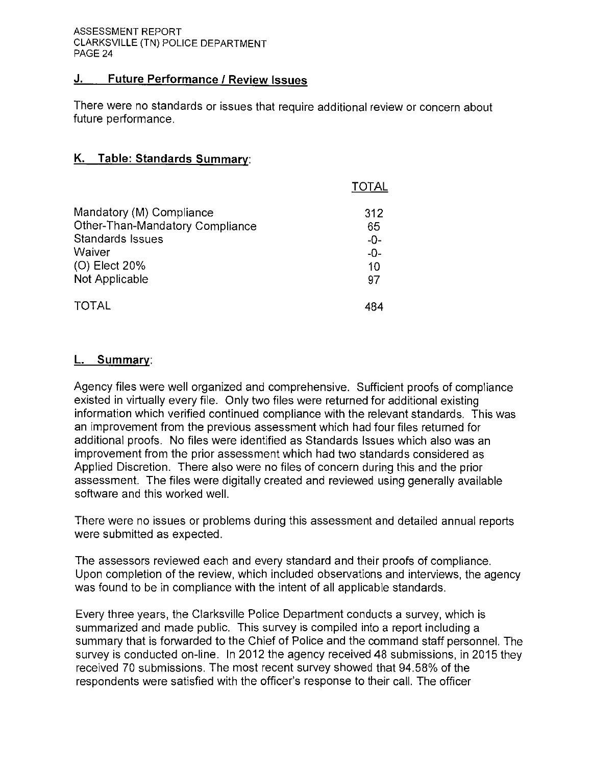## J. Future Performance / Review Issues

There were no standards or issues that require additional review or concern about future performance.

## K. Table: Standards Summary:

| | TOTAL |
|---|---|
| Mandatory (M) Compliance | 312 |
| Other-Than-Mandatory Compliance | 65 |
| Standards Issues | -0- |
| Waiver | -0- |
| (O) Elect 20% | 10 |
| Not Applicable | 97 |
| TOTAL | 484 |

## L. Summary:

Agency files were well organized and comprehensive. Sufficient proofs of compliance existed in virtually every file. Only two files were returned for additional existing information which verified continued compliance with the relevant standards. This was an improvement from the previous assessment which had four files returned for additional proofs. No files were identified as Standards Issues which also was an improvement from the prior assessment which had two standards considered as Applied Discretion. There also were no files of concern during this and the prior assessment. The files were digitally created and reviewed using generally available software and this worked well.

There were no issues or problems during this assessment and detailed annual reports were submitted as expected.

The assessors reviewed each and every standard and their proofs of compliance. Upon completion of the review, which included observations and interviews, the agency was found to be in compliance with the intent of all applicable standards.

Every three years, the Clarksville Police Department conducts a survey, which is summarized and made public. This survey is compiled into a report including a summary that is forwarded to the Chief of Police and the command staff personnel. The survey is conducted on-line. In 2012 the agency received 48 submissions, in 2015 they received 70 submissions. The most recent survey showed that 94.58% of the respondents were satisfied with the officer's response to their call. The officer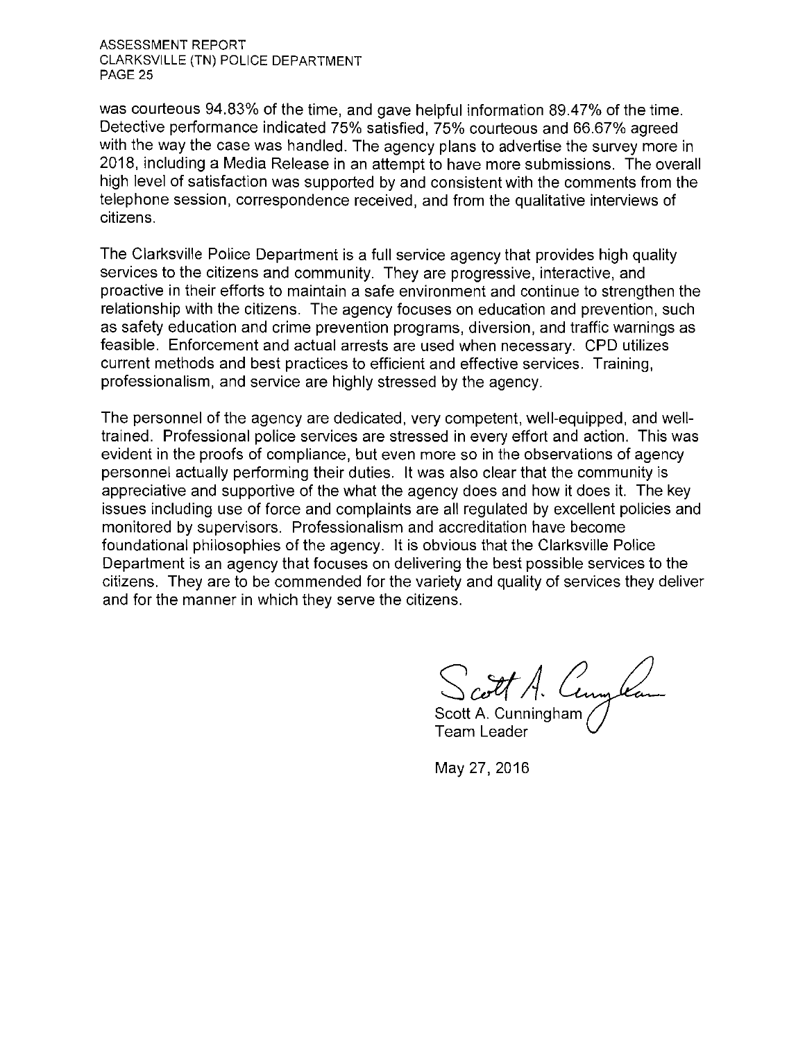was courteous 94.83% of the time, and gave helpful information 89.47% of the time. Detective performance indicated 75% satisfied, 75% courteous and 66.67% agreed with the way the case was handled. The agency plans to advertise the survey more in 2018, including a Media Release in an attempt to have more submissions. The overall high level of satisfaction was supported by and consistent with the comments from the telephone session, correspondence received, and from the qualitative interviews of citizens.

The Clarksville Police Department is a full service agency that provides high quality services to the citizens and community. They are progressive, interactive, and proactive in their efforts to maintain a safe environment and continue to strengthen the relationship with the citizens. The agency focuses on education and prevention, such as safety education and crime prevention programs, diversion, and traffic warnings as feasible. Enforcement and actual arrests are used when necessary. CPD utilizes current methods and best practices to efficient and effective services. Training, professionalism, and service are highly stressed by the agency.

The personnel of the agency are dedicated, very competent, well-equipped, and well-trained. Professional police services are stressed in every effort and action. This was evident in the proofs of compliance, but even more so in the observations of agency personnel actually performing their duties. It was also clear that the community is appreciative and supportive of the what the agency does and how it does it. The key issues including use of force and complaints are all regulated by excellent policies and monitored by supervisors. Professionalism and accreditation have become foundational philosophies of the agency. It is obvious that the Clarksville Police Department is an agency that focuses on delivering the best possible services to the citizens. They are to be commended for the variety and quality of services they deliver and for the manner in which they serve the citizens.

Scott A. Cunningham
Team Leader

May 27, 2016